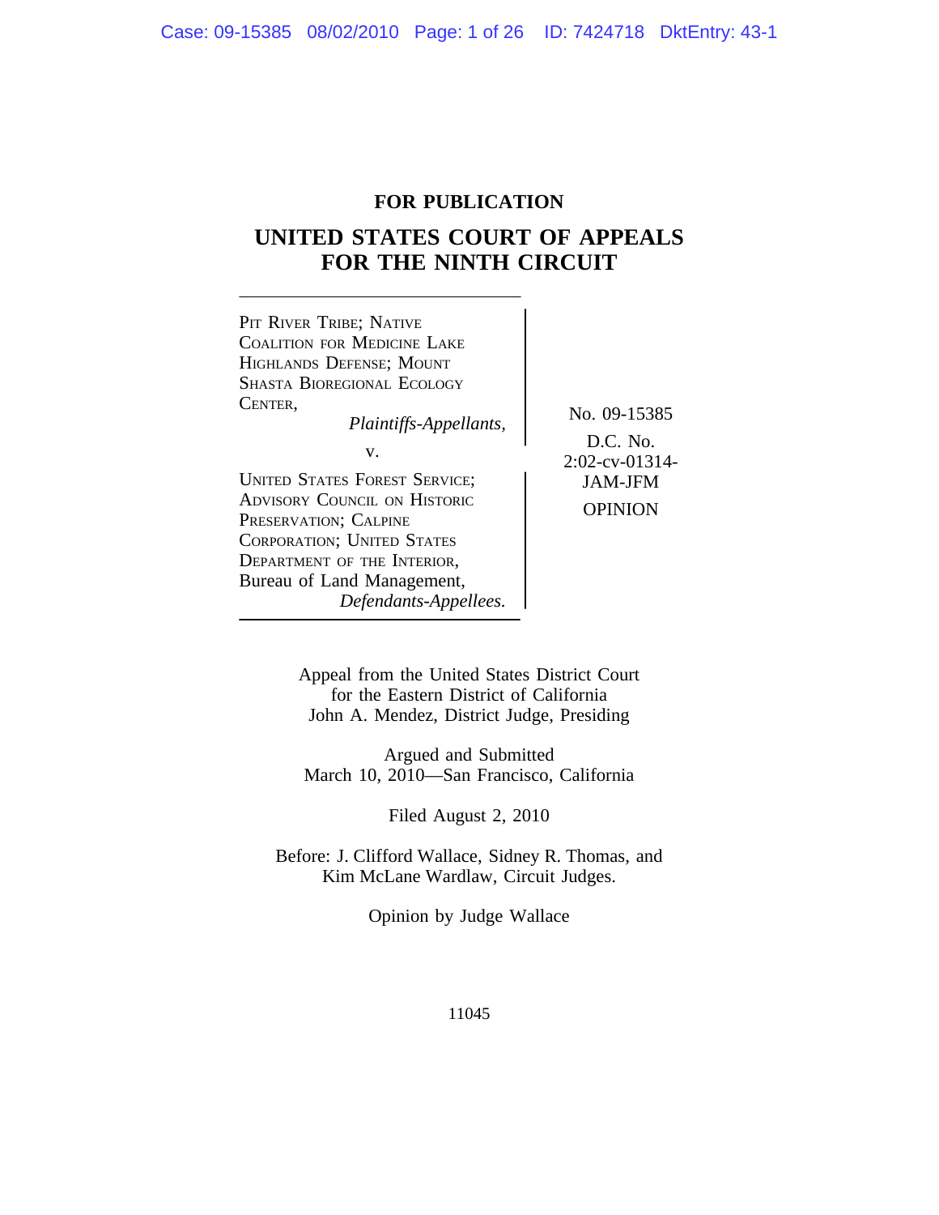**FOR PUBLICATION**

# UNITED STATES COURT OF APPEALS FOR THE NINTH CIRCUIT

PIT RIVER TRIBE; NATIVE COALITION FOR MEDICINE LAKE HIGHLANDS DEFENSE; MOUNT SHASTA BIOREGIONAL ECOLOGY CENTER,
*Plaintiffs-Appellants,*

v.

UNITED STATES FOREST SERVICE; ADVISORY COUNCIL ON HISTORIC PRESERVATION; CALPINE CORPORATION; UNITED STATES DEPARTMENT OF THE INTERIOR, Bureau of Land Management,
*Defendants-Appellees.*

No. 09-15385

D.C. No. 2:02-cv-01314-JAM-JFM

OPINION

Appeal from the United States District Court for the Eastern District of California
John A. Mendez, District Judge, Presiding

Argued and Submitted
March 10, 2010—San Francisco, California

Filed August 2, 2010

Before: J. Clifford Wallace, Sidney R. Thomas, and Kim McLane Wardlaw, Circuit Judges.

Opinion by Judge Wallace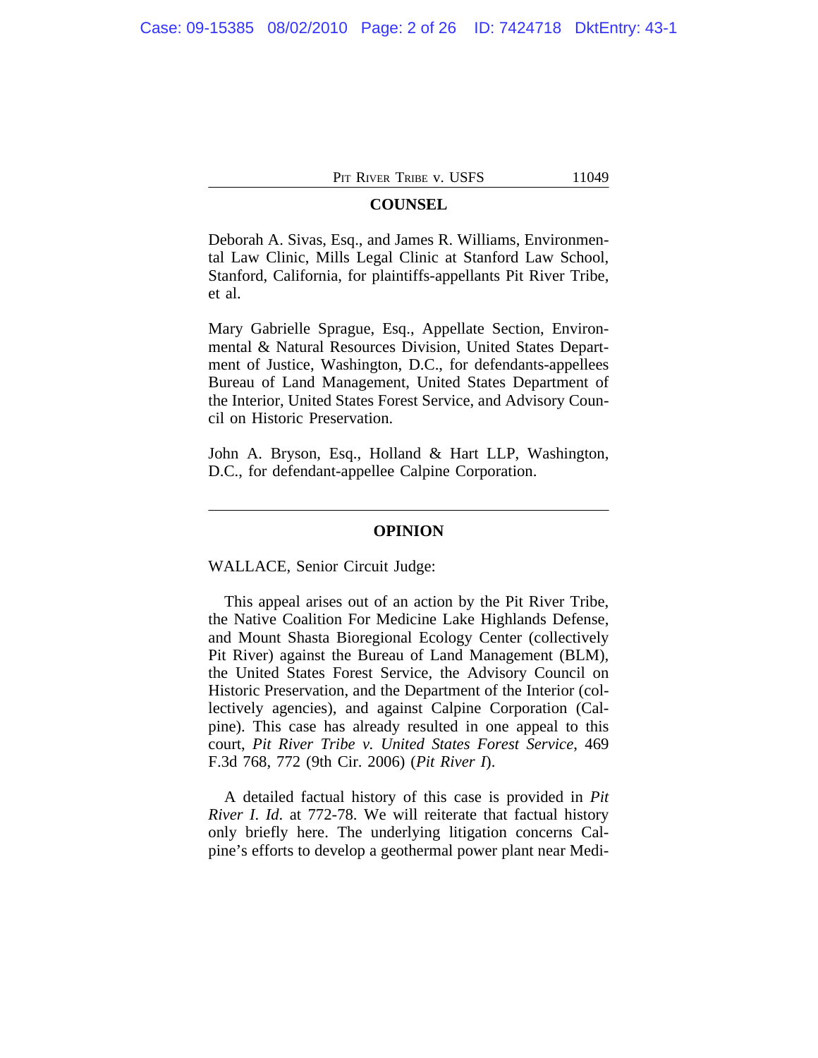## COUNSEL

Deborah A. Sivas, Esq., and James R. Williams, Environmental Law Clinic, Mills Legal Clinic at Stanford Law School, Stanford, California, for plaintiffs-appellants Pit River Tribe, et al.

Mary Gabrielle Sprague, Esq., Appellate Section, Environmental & Natural Resources Division, United States Department of Justice, Washington, D.C., for defendants-appellees Bureau of Land Management, United States Department of the Interior, United States Forest Service, and Advisory Council on Historic Preservation.

John A. Bryson, Esq., Holland & Hart LLP, Washington, D.C., for defendant-appellee Calpine Corporation.

---

## OPINION

WALLACE, Senior Circuit Judge:

This appeal arises out of an action by the Pit River Tribe, the Native Coalition For Medicine Lake Highlands Defense, and Mount Shasta Bioregional Ecology Center (collectively Pit River) against the Bureau of Land Management (BLM), the United States Forest Service, the Advisory Council on Historic Preservation, and the Department of the Interior (collectively agencies), and against Calpine Corporation (Calpine). This case has already resulted in one appeal to this court, *Pit River Tribe v. United States Forest Service*, 469 F.3d 768, 772 (9th Cir. 2006) (*Pit River I*).

A detailed factual history of this case is provided in *Pit River I*. *Id.* at 772-78. We will reiterate that factual history only briefly here. The underlying litigation concerns Calpine's efforts to develop a geothermal power plant near Medi-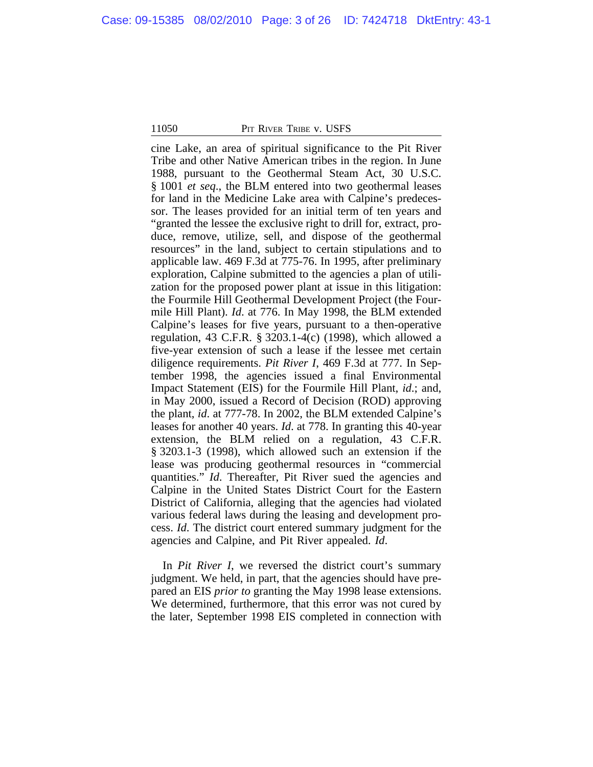cine Lake, an area of spiritual significance to the Pit River Tribe and other Native American tribes in the region. In June 1988, pursuant to the Geothermal Steam Act, 30 U.S.C. § 1001 *et seq*., the BLM entered into two geothermal leases for land in the Medicine Lake area with Calpine's predecessor. The leases provided for an initial term of ten years and "granted the lessee the exclusive right to drill for, extract, produce, remove, utilize, sell, and dispose of the geothermal resources" in the land, subject to certain stipulations and to applicable law. 469 F.3d at 775-76. In 1995, after preliminary exploration, Calpine submitted to the agencies a plan of utilization for the proposed power plant at issue in this litigation: the Fourmile Hill Geothermal Development Project (the Fourmile Hill Plant). *Id*. at 776. In May 1998, the BLM extended Calpine's leases for five years, pursuant to a then-operative regulation, 43 C.F.R. § 3203.1-4(c) (1998), which allowed a five-year extension of such a lease if the lessee met certain diligence requirements. *Pit River I*, 469 F.3d at 777. In September 1998, the agencies issued a final Environmental Impact Statement (EIS) for the Fourmile Hill Plant, *id*.; and, in May 2000, issued a Record of Decision (ROD) approving the plant, *id*. at 777-78. In 2002, the BLM extended Calpine's leases for another 40 years. *Id*. at 778. In granting this 40-year extension, the BLM relied on a regulation, 43 C.F.R. § 3203.1-3 (1998), which allowed such an extension if the lease was producing geothermal resources in "commercial quantities." *Id*. Thereafter, Pit River sued the agencies and Calpine in the United States District Court for the Eastern District of California, alleging that the agencies had violated various federal laws during the leasing and development process. *Id*. The district court entered summary judgment for the agencies and Calpine, and Pit River appealed. *Id*.

In *Pit River I*, we reversed the district court's summary judgment. We held, in part, that the agencies should have prepared an EIS *prior to* granting the May 1998 lease extensions. We determined, furthermore, that this error was not cured by the later, September 1998 EIS completed in connection with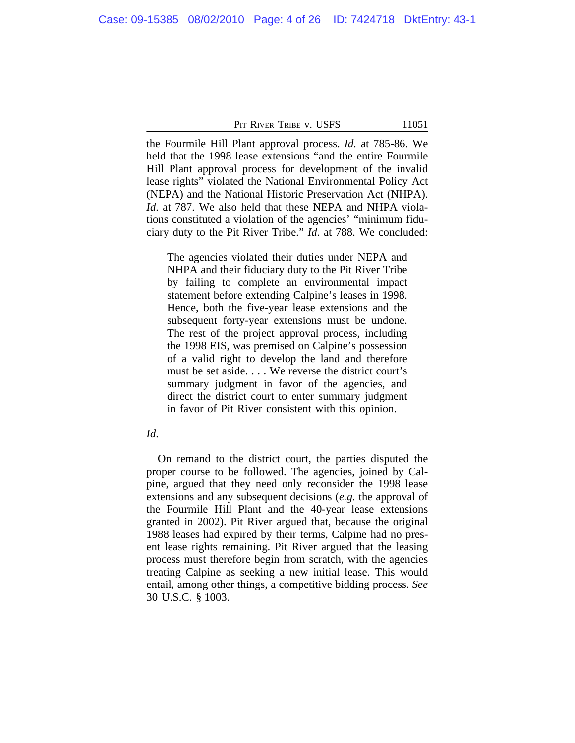the Fourmile Hill Plant approval process. *Id.* at 785-86. We held that the 1998 lease extensions "and the entire Fourmile Hill Plant approval process for development of the invalid lease rights" violated the National Environmental Policy Act (NEPA) and the National Historic Preservation Act (NHPA). *Id*. at 787. We also held that these NEPA and NHPA violations constituted a violation of the agencies' "minimum fiduciary duty to the Pit River Tribe." *Id*. at 788. We concluded:

> The agencies violated their duties under NEPA and NHPA and their fiduciary duty to the Pit River Tribe by failing to complete an environmental impact statement before extending Calpine's leases in 1998. Hence, both the five-year lease extensions and the subsequent forty-year extensions must be undone. The rest of the project approval process, including the 1998 EIS, was premised on Calpine's possession of a valid right to develop the land and therefore must be set aside. . . . We reverse the district court's summary judgment in favor of the agencies, and direct the district court to enter summary judgment in favor of Pit River consistent with this opinion.

*Id*.

On remand to the district court, the parties disputed the proper course to be followed. The agencies, joined by Calpine, argued that they need only reconsider the 1998 lease extensions and any subsequent decisions (*e.g.* the approval of the Fourmile Hill Plant and the 40-year lease extensions granted in 2002). Pit River argued that, because the original 1988 leases had expired by their terms, Calpine had no present lease rights remaining. Pit River argued that the leasing process must therefore begin from scratch, with the agencies treating Calpine as seeking a new initial lease. This would entail, among other things, a competitive bidding process. *See* 30 U.S.C. § 1003.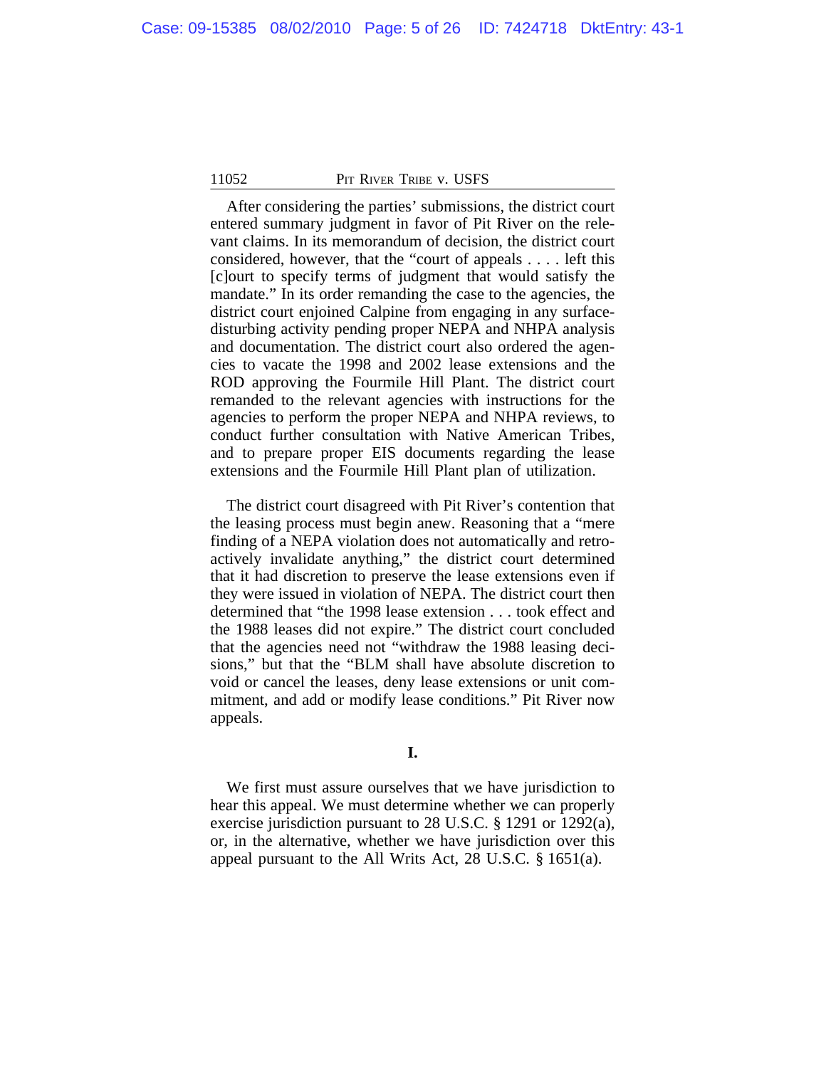After considering the parties' submissions, the district court entered summary judgment in favor of Pit River on the relevant claims. In its memorandum of decision, the district court considered, however, that the "court of appeals . . . . left this [c]ourt to specify terms of judgment that would satisfy the mandate." In its order remanding the case to the agencies, the district court enjoined Calpine from engaging in any surface-disturbing activity pending proper NEPA and NHPA analysis and documentation. The district court also ordered the agencies to vacate the 1998 and 2002 lease extensions and the ROD approving the Fourmile Hill Plant. The district court remanded to the relevant agencies with instructions for the agencies to perform the proper NEPA and NHPA reviews, to conduct further consultation with Native American Tribes, and to prepare proper EIS documents regarding the lease extensions and the Fourmile Hill Plant plan of utilization.

The district court disagreed with Pit River's contention that the leasing process must begin anew. Reasoning that a "mere finding of a NEPA violation does not automatically and retroactively invalidate anything," the district court determined that it had discretion to preserve the lease extensions even if they were issued in violation of NEPA. The district court then determined that "the 1998 lease extension . . . took effect and the 1988 leases did not expire." The district court concluded that the agencies need not "withdraw the 1988 leasing decisions," but that the "BLM shall have absolute discretion to void or cancel the leases, deny lease extensions or unit commitment, and add or modify lease conditions." Pit River now appeals.

## I.

We first must assure ourselves that we have jurisdiction to hear this appeal. We must determine whether we can properly exercise jurisdiction pursuant to 28 U.S.C. § 1291 or 1292(a), or, in the alternative, whether we have jurisdiction over this appeal pursuant to the All Writs Act, 28 U.S.C. § 1651(a).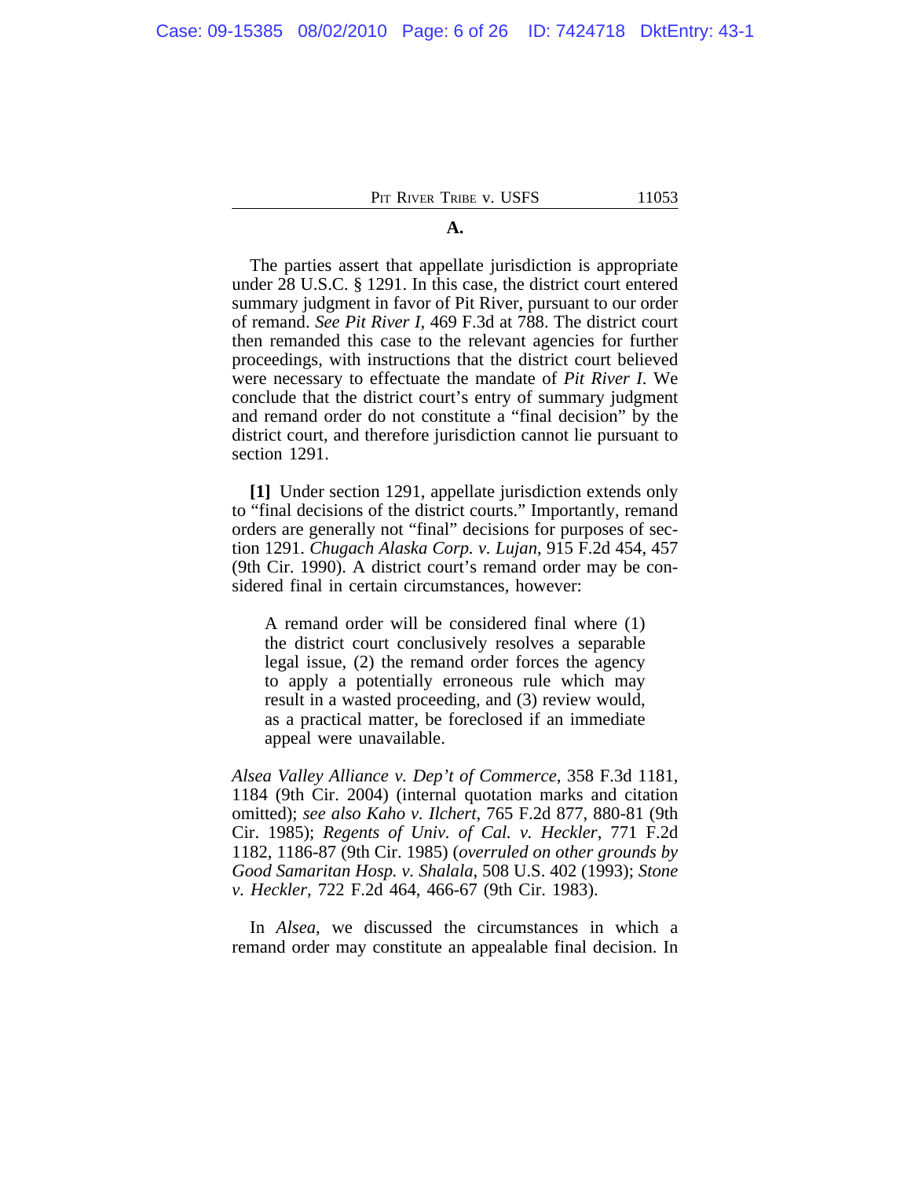### A.

The parties assert that appellate jurisdiction is appropriate under 28 U.S.C. § 1291. In this case, the district court entered summary judgment in favor of Pit River, pursuant to our order of remand. *See Pit River I*, 469 F.3d at 788. The district court then remanded this case to the relevant agencies for further proceedings, with instructions that the district court believed were necessary to effectuate the mandate of *Pit River I*. We conclude that the district court's entry of summary judgment and remand order do not constitute a "final decision" by the district court, and therefore jurisdiction cannot lie pursuant to section 1291.

**[1]** Under section 1291, appellate jurisdiction extends only to "final decisions of the district courts." Importantly, remand orders are generally not "final" decisions for purposes of section 1291. *Chugach Alaska Corp. v. Lujan*, 915 F.2d 454, 457 (9th Cir. 1990). A district court's remand order may be considered final in certain circumstances, however:

> A remand order will be considered final where (1) the district court conclusively resolves a separable legal issue, (2) the remand order forces the agency to apply a potentially erroneous rule which may result in a wasted proceeding, and (3) review would, as a practical matter, be foreclosed if an immediate appeal were unavailable.

*Alsea Valley Alliance v. Dep't of Commerce*, 358 F.3d 1181, 1184 (9th Cir. 2004) (internal quotation marks and citation omitted); *see also Kaho v. Ilchert*, 765 F.2d 877, 880-81 (9th Cir. 1985); *Regents of Univ. of Cal. v. Heckler*, 771 F.2d 1182, 1186-87 (9th Cir. 1985) (*overruled on other grounds by Good Samaritan Hosp. v. Shalala*, 508 U.S. 402 (1993); *Stone v. Heckler*, 722 F.2d 464, 466-67 (9th Cir. 1983).

In *Alsea*, we discussed the circumstances in which a remand order may constitute an appealable final decision. In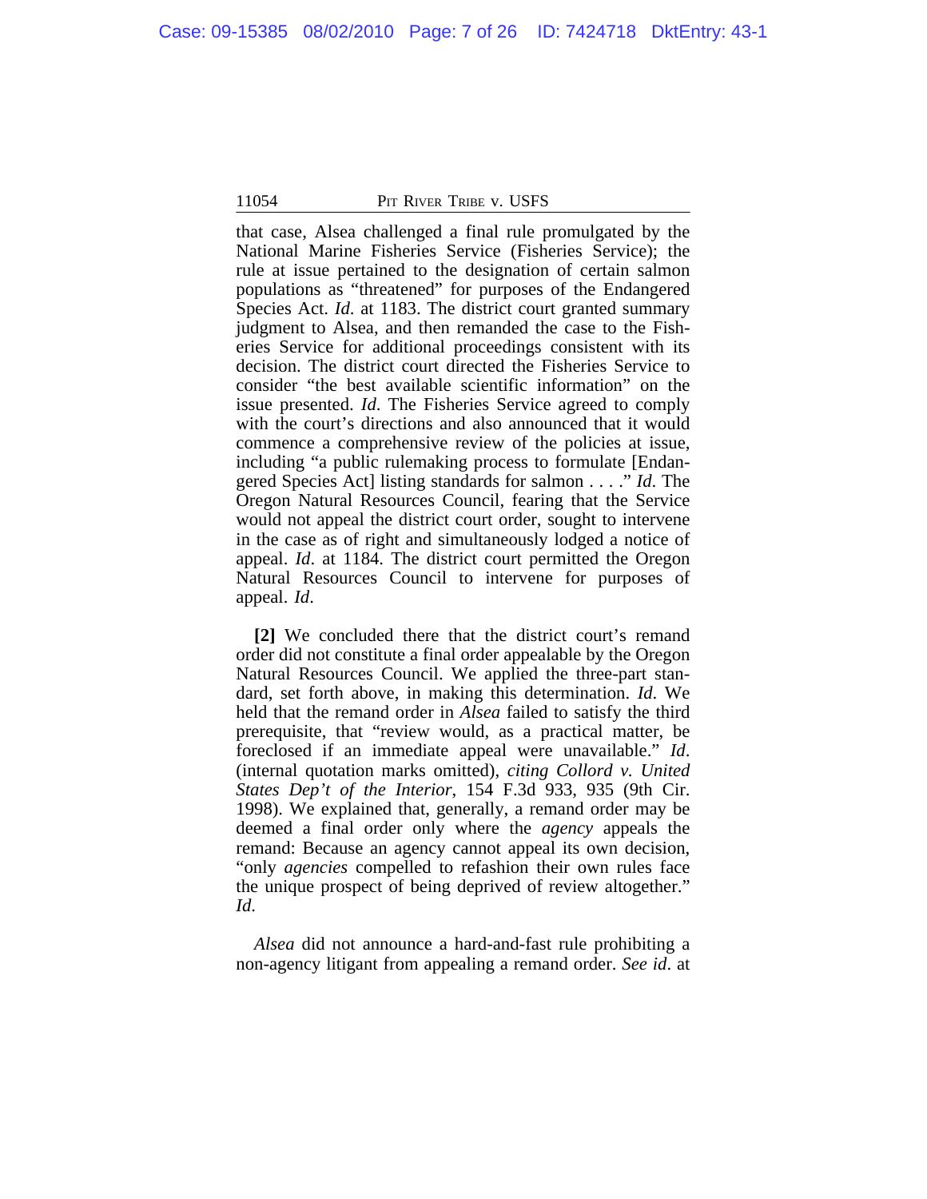that case, Alsea challenged a final rule promulgated by the National Marine Fisheries Service (Fisheries Service); the rule at issue pertained to the designation of certain salmon populations as "threatened" for purposes of the Endangered Species Act. *Id.* at 1183. The district court granted summary judgment to Alsea, and then remanded the case to the Fisheries Service for additional proceedings consistent with its decision. The district court directed the Fisheries Service to consider "the best available scientific information" on the issue presented. *Id*. The Fisheries Service agreed to comply with the court's directions and also announced that it would commence a comprehensive review of the policies at issue, including "a public rulemaking process to formulate [Endangered Species Act] listing standards for salmon . . . ." *Id*. The Oregon Natural Resources Council, fearing that the Service would not appeal the district court order, sought to intervene in the case as of right and simultaneously lodged a notice of appeal. *Id*. at 1184. The district court permitted the Oregon Natural Resources Council to intervene for purposes of appeal. *Id*.

**[2]** We concluded there that the district court's remand order did not constitute a final order appealable by the Oregon Natural Resources Council. We applied the three-part standard, set forth above, in making this determination. *Id*. We held that the remand order in *Alsea* failed to satisfy the third prerequisite, that "review would, as a practical matter, be foreclosed if an immediate appeal were unavailable." *Id*. (internal quotation marks omitted), *citing Collord v. United States Dep't of the Interior*, 154 F.3d 933, 935 (9th Cir. 1998). We explained that, generally, a remand order may be deemed a final order only where the *agency* appeals the remand: Because an agency cannot appeal its own decision, "only *agencies* compelled to refashion their own rules face the unique prospect of being deprived of review altogether." *Id*.

*Alsea* did not announce a hard-and-fast rule prohibiting a non-agency litigant from appealing a remand order. *See id*. at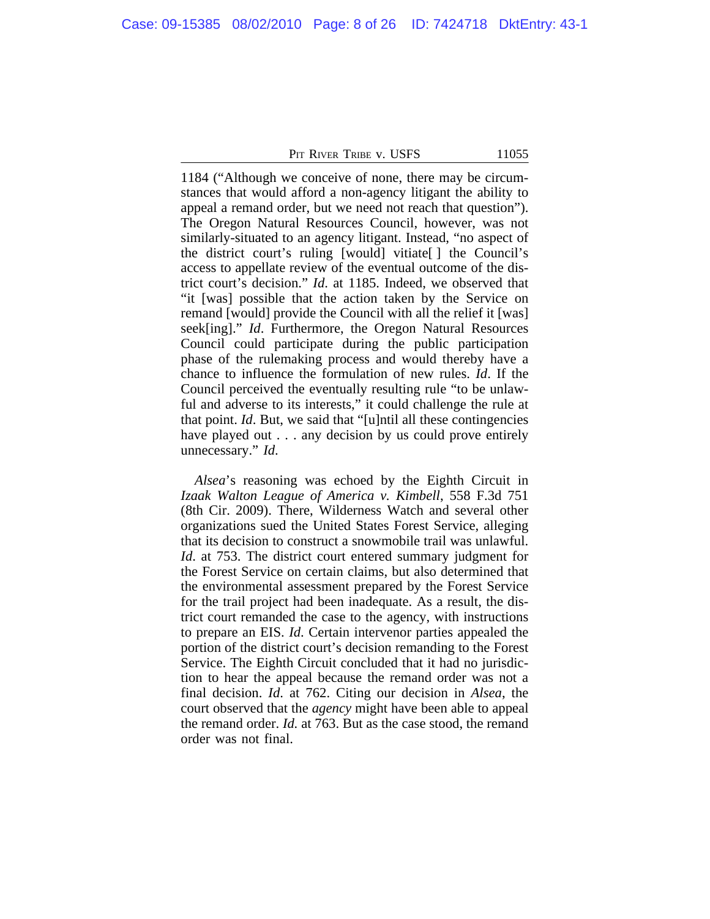1184 ("Although we conceive of none, there may be circumstances that would afford a non-agency litigant the ability to appeal a remand order, but we need not reach that question"). The Oregon Natural Resources Council, however, was not similarly-situated to an agency litigant. Instead, "no aspect of the district court's ruling [would] vitiate[ ] the Council's access to appellate review of the eventual outcome of the district court's decision." *Id.* at 1185. Indeed, we observed that "it [was] possible that the action taken by the Service on remand [would] provide the Council with all the relief it [was] seek[ing]." *Id*. Furthermore, the Oregon Natural Resources Council could participate during the public participation phase of the rulemaking process and would thereby have a chance to influence the formulation of new rules. *Id*. If the Council perceived the eventually resulting rule "to be unlawful and adverse to its interests," it could challenge the rule at that point. *Id*. But, we said that "[u]ntil all these contingencies have played out . . . any decision by us could prove entirely unnecessary." *Id.*

*Alsea*'s reasoning was echoed by the Eighth Circuit in *Izaak Walton League of America v. Kimbell*, 558 F.3d 751 (8th Cir. 2009). There, Wilderness Watch and several other organizations sued the United States Forest Service, alleging that its decision to construct a snowmobile trail was unlawful. *Id*. at 753. The district court entered summary judgment for the Forest Service on certain claims, but also determined that the environmental assessment prepared by the Forest Service for the trail project had been inadequate. As a result, the district court remanded the case to the agency, with instructions to prepare an EIS. *Id*. Certain intervenor parties appealed the portion of the district court's decision remanding to the Forest Service. The Eighth Circuit concluded that it had no jurisdiction to hear the appeal because the remand order was not a final decision. *Id*. at 762. Citing our decision in *Alsea*, the court observed that the *agency* might have been able to appeal the remand order. *Id.* at 763. But as the case stood, the remand order was not final.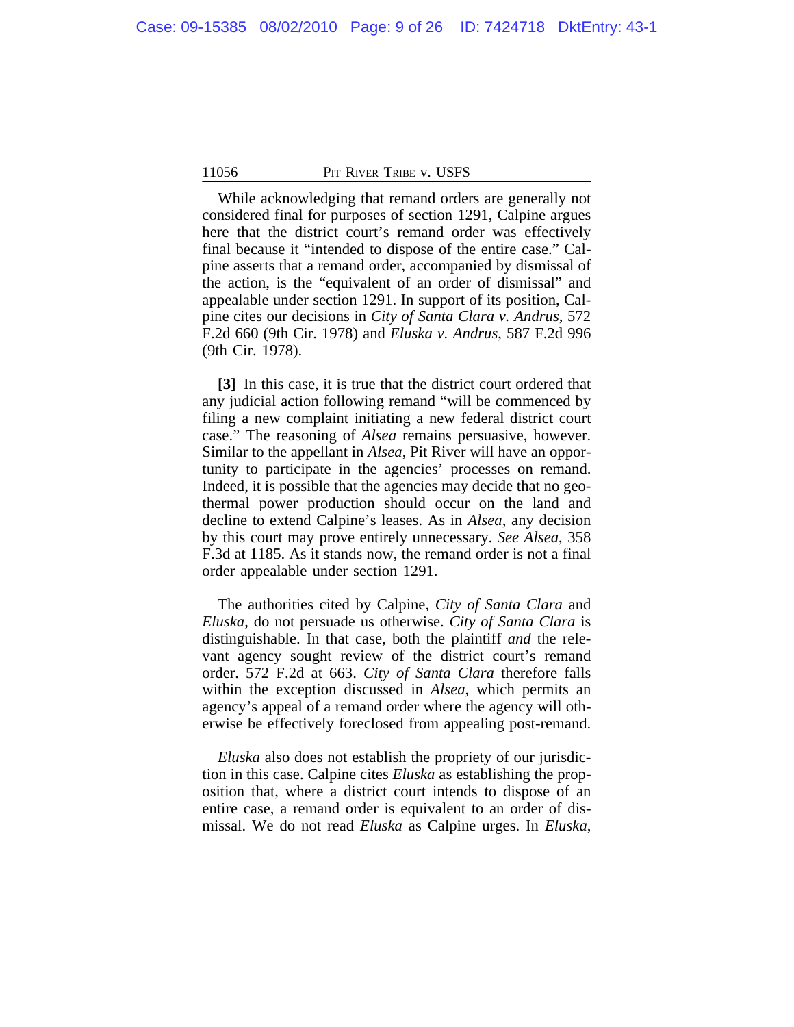While acknowledging that remand orders are generally not considered final for purposes of section 1291, Calpine argues here that the district court's remand order was effectively final because it "intended to dispose of the entire case." Calpine asserts that a remand order, accompanied by dismissal of the action, is the "equivalent of an order of dismissal" and appealable under section 1291. In support of its position, Calpine cites our decisions in *City of Santa Clara v. Andrus*, 572 F.2d 660 (9th Cir. 1978) and *Eluska v. Andrus*, 587 F.2d 996 (9th Cir. 1978).

**[3]** In this case, it is true that the district court ordered that any judicial action following remand "will be commenced by filing a new complaint initiating a new federal district court case." The reasoning of *Alsea* remains persuasive, however. Similar to the appellant in *Alsea*, Pit River will have an opportunity to participate in the agencies' processes on remand. Indeed, it is possible that the agencies may decide that no geothermal power production should occur on the land and decline to extend Calpine's leases. As in *Alsea*, any decision by this court may prove entirely unnecessary. *See Alsea*, 358 F.3d at 1185. As it stands now, the remand order is not a final order appealable under section 1291.

The authorities cited by Calpine, *City of Santa Clara* and *Eluska*, do not persuade us otherwise. *City of Santa Clara* is distinguishable. In that case, both the plaintiff *and* the relevant agency sought review of the district court's remand order. 572 F.2d at 663. *City of Santa Clara* therefore falls within the exception discussed in *Alsea*, which permits an agency's appeal of a remand order where the agency will otherwise be effectively foreclosed from appealing post-remand.

*Eluska* also does not establish the propriety of our jurisdiction in this case. Calpine cites *Eluska* as establishing the proposition that, where a district court intends to dispose of an entire case, a remand order is equivalent to an order of dismissal. We do not read *Eluska* as Calpine urges. In *Eluska*,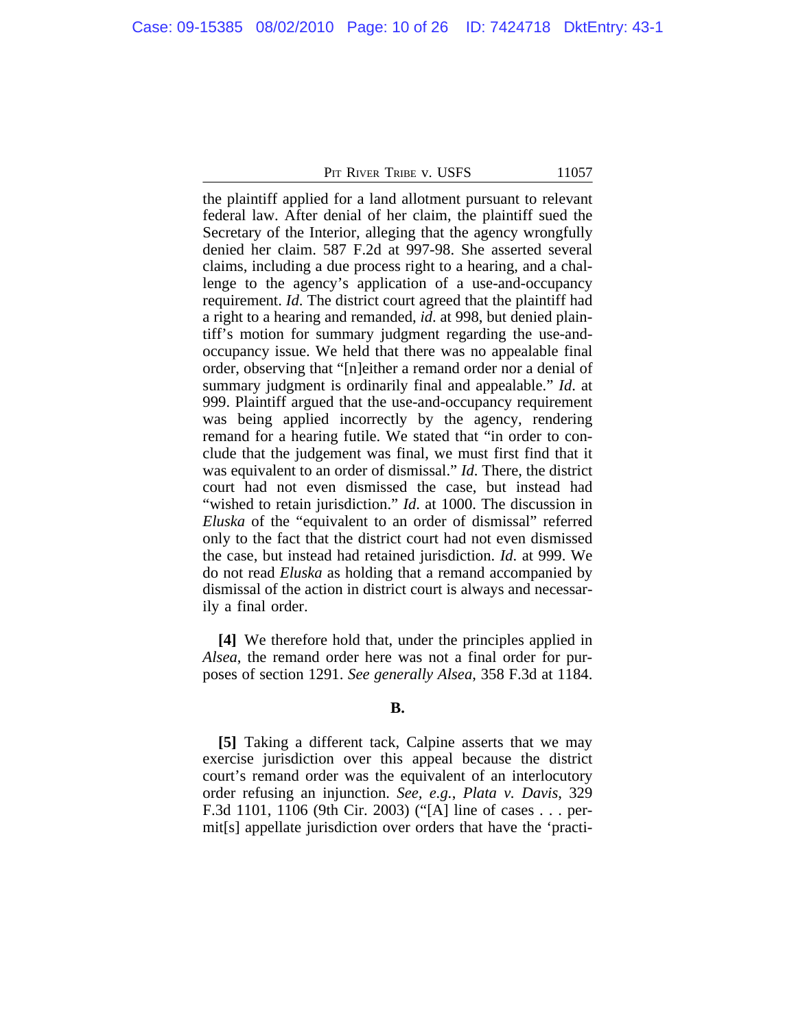the plaintiff applied for a land allotment pursuant to relevant federal law. After denial of her claim, the plaintiff sued the Secretary of the Interior, alleging that the agency wrongfully denied her claim. 587 F.2d at 997-98. She asserted several claims, including a due process right to a hearing, and a challenge to the agency's application of a use-and-occupancy requirement. *Id*. The district court agreed that the plaintiff had a right to a hearing and remanded, *id*. at 998, but denied plaintiff's motion for summary judgment regarding the use-and-occupancy issue. We held that there was no appealable final order, observing that "[n]either a remand order nor a denial of summary judgment is ordinarily final and appealable." *Id*. at 999. Plaintiff argued that the use-and-occupancy requirement was being applied incorrectly by the agency, rendering remand for a hearing futile. We stated that "in order to conclude that the judgement was final, we must first find that it was equivalent to an order of dismissal." *Id*. There, the district court had not even dismissed the case, but instead had "wished to retain jurisdiction." *Id*. at 1000. The discussion in *Eluska* of the "equivalent to an order of dismissal" referred only to the fact that the district court had not even dismissed the case, but instead had retained jurisdiction. *Id*. at 999. We do not read *Eluska* as holding that a remand accompanied by dismissal of the action in district court is always and necessarily a final order.

**[4]** We therefore hold that, under the principles applied in *Alsea*, the remand order here was not a final order for purposes of section 1291. *See generally Alsea*, 358 F.3d at 1184.

### B.

**[5]** Taking a different tack, Calpine asserts that we may exercise jurisdiction over this appeal because the district court's remand order was the equivalent of an interlocutory order refusing an injunction. *See, e.g.*, *Plata v. Davis*, 329 F.3d 1101, 1106 (9th Cir. 2003) ("[A] line of cases . . . permit[s] appellate jurisdiction over orders that have the 'practi-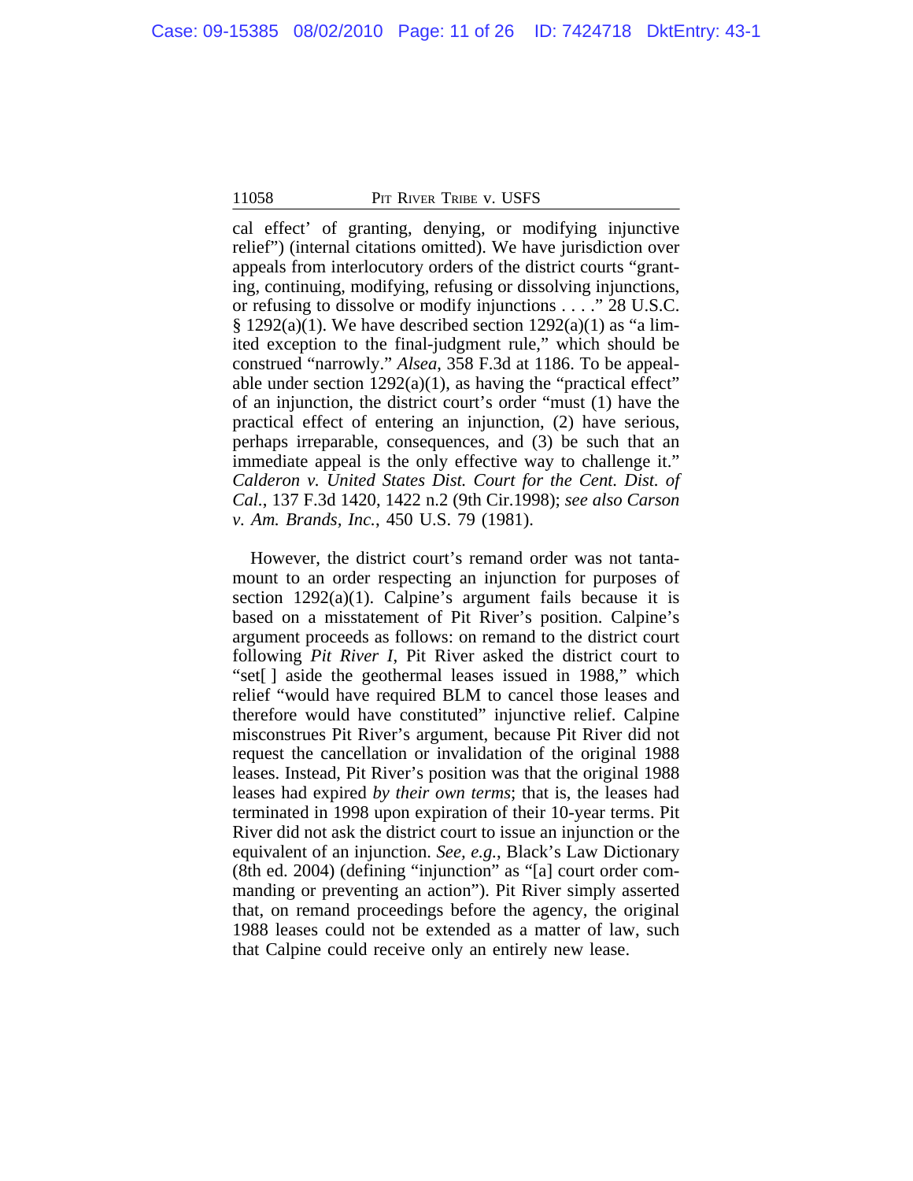cal effect' of granting, denying, or modifying injunctive relief") (internal citations omitted). We have jurisdiction over appeals from interlocutory orders of the district courts "granting, continuing, modifying, refusing or dissolving injunctions, or refusing to dissolve or modify injunctions . . . ." 28 U.S.C. § 1292(a)(1). We have described section 1292(a)(1) as "a limited exception to the final-judgment rule," which should be construed "narrowly." *Alsea*, 358 F.3d at 1186. To be appealable under section 1292(a)(1), as having the "practical effect" of an injunction, the district court's order "must (1) have the practical effect of entering an injunction, (2) have serious, perhaps irreparable, consequences, and (3) be such that an immediate appeal is the only effective way to challenge it." *Calderon v. United States Dist. Court for the Cent. Dist. of Cal.*, 137 F.3d 1420, 1422 n.2 (9th Cir.1998); *see also Carson v. Am. Brands, Inc.*, 450 U.S. 79 (1981).

However, the district court's remand order was not tantamount to an order respecting an injunction for purposes of section 1292(a)(1). Calpine's argument fails because it is based on a misstatement of Pit River's position. Calpine's argument proceeds as follows: on remand to the district court following *Pit River I*, Pit River asked the district court to "set[ ] aside the geothermal leases issued in 1988," which relief "would have required BLM to cancel those leases and therefore would have constituted" injunctive relief. Calpine misconstrues Pit River's argument, because Pit River did not request the cancellation or invalidation of the original 1988 leases. Instead, Pit River's position was that the original 1988 leases had expired *by their own terms*; that is, the leases had terminated in 1998 upon expiration of their 10-year terms. Pit River did not ask the district court to issue an injunction or the equivalent of an injunction. *See, e.g.*, Black's Law Dictionary (8th ed. 2004) (defining "injunction" as "[a] court order commanding or preventing an action"). Pit River simply asserted that, on remand proceedings before the agency, the original 1988 leases could not be extended as a matter of law, such that Calpine could receive only an entirely new lease.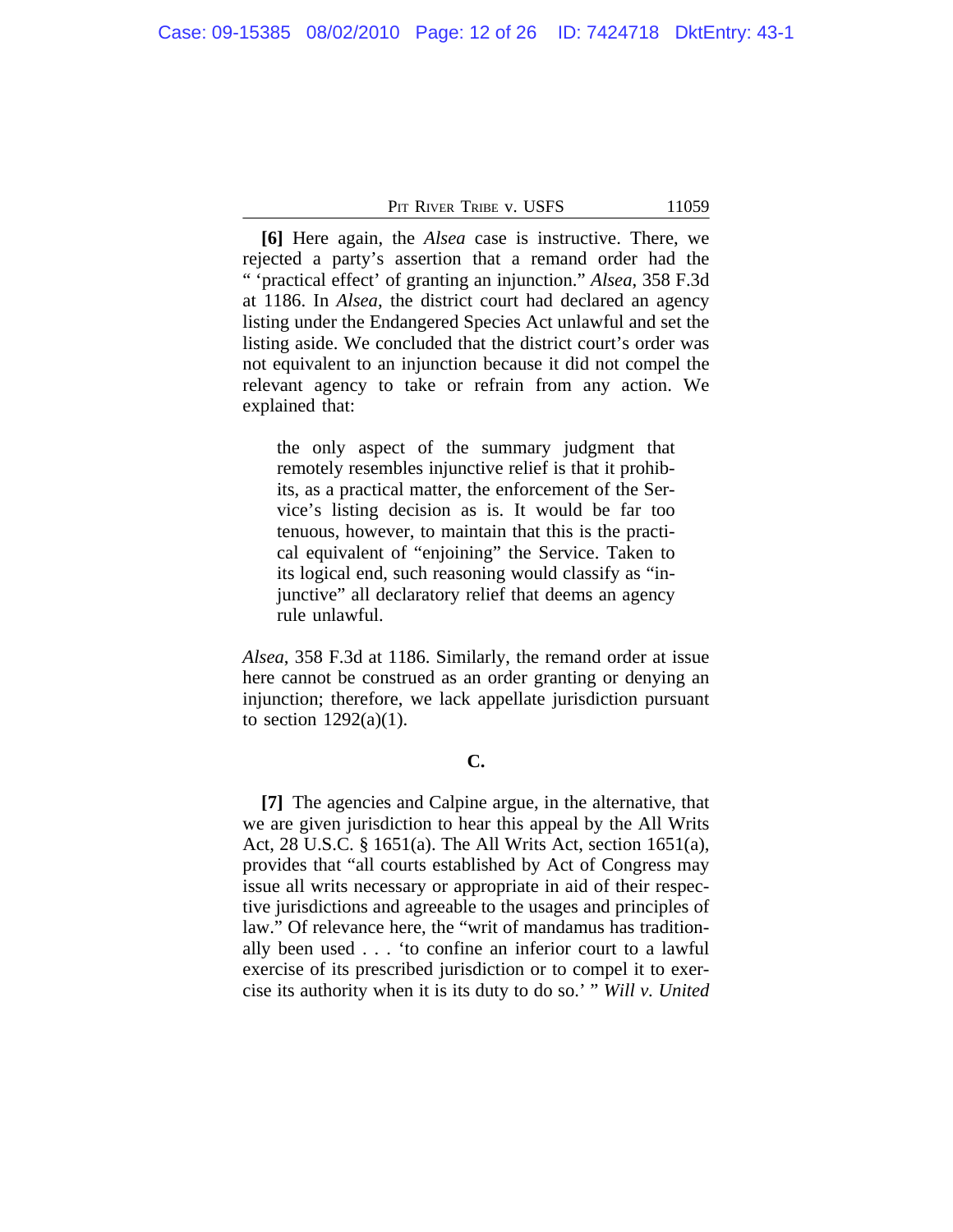**[6]** Here again, the *Alsea* case is instructive. There, we rejected a party's assertion that a remand order had the " 'practical effect' of granting an injunction." *Alsea*, 358 F.3d at 1186. In *Alsea*, the district court had declared an agency listing under the Endangered Species Act unlawful and set the listing aside. We concluded that the district court's order was not equivalent to an injunction because it did not compel the relevant agency to take or refrain from any action. We explained that:

> the only aspect of the summary judgment that remotely resembles injunctive relief is that it prohibits, as a practical matter, the enforcement of the Service's listing decision as is. It would be far too tenuous, however, to maintain that this is the practical equivalent of "enjoining" the Service. Taken to its logical end, such reasoning would classify as "injunctive" all declaratory relief that deems an agency rule unlawful.

*Alsea*, 358 F.3d at 1186. Similarly, the remand order at issue here cannot be construed as an order granting or denying an injunction; therefore, we lack appellate jurisdiction pursuant to section 1292(a)(1).

### C.

**[7]** The agencies and Calpine argue, in the alternative, that we are given jurisdiction to hear this appeal by the All Writs Act, 28 U.S.C. § 1651(a). The All Writs Act, section 1651(a), provides that "all courts established by Act of Congress may issue all writs necessary or appropriate in aid of their respective jurisdictions and agreeable to the usages and principles of law." Of relevance here, the "writ of mandamus has traditionally been used . . . 'to confine an inferior court to a lawful exercise of its prescribed jurisdiction or to compel it to exercise its authority when it is its duty to do so.' " *Will v. United*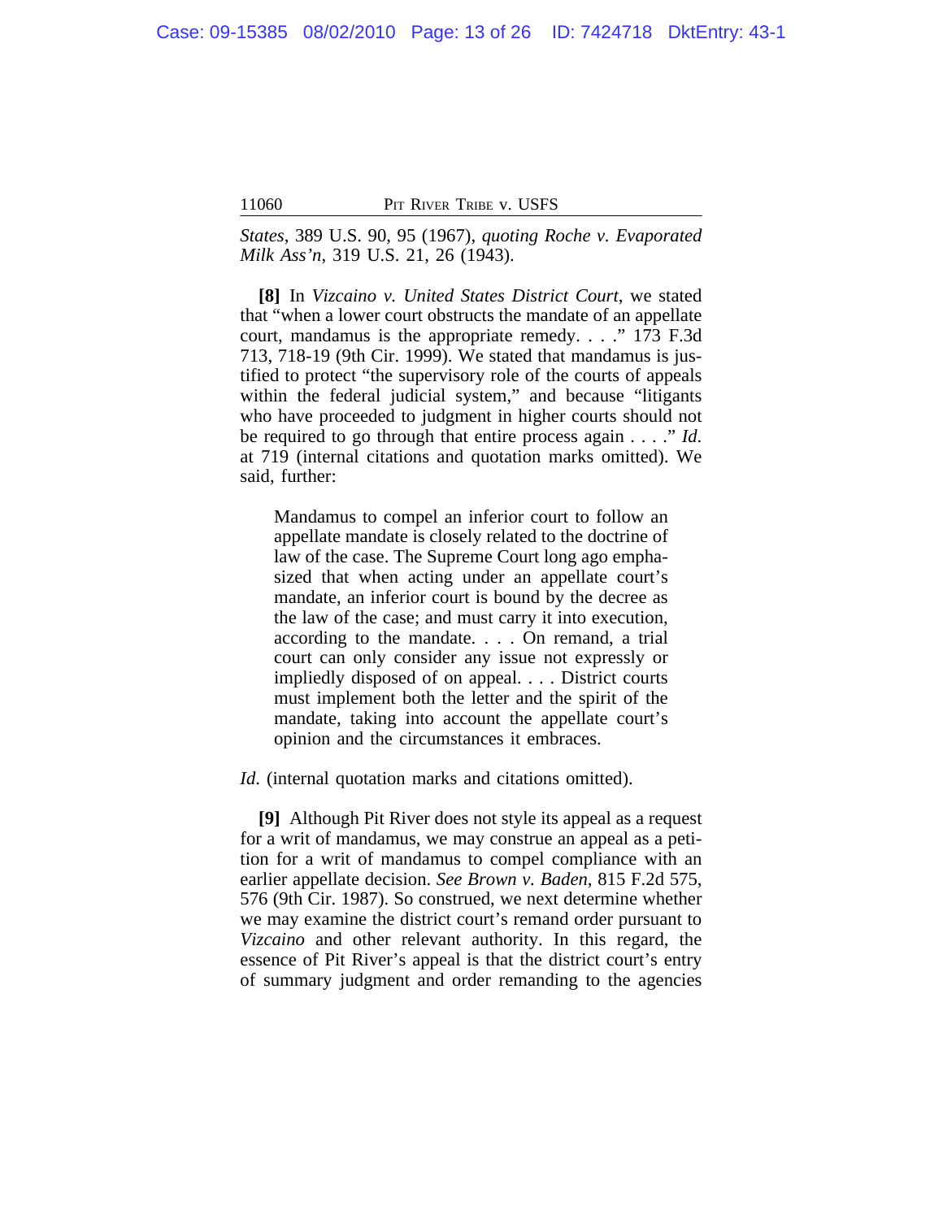*States*, 389 U.S. 90, 95 (1967), *quoting Roche v. Evaporated Milk Ass'n*, 319 U.S. 21, 26 (1943).

**[8]** In *Vizcaino v. United States District Court*, we stated that "when a lower court obstructs the mandate of an appellate court, mandamus is the appropriate remedy. . . ." 173 F.3d 713, 718-19 (9th Cir. 1999). We stated that mandamus is justified to protect "the supervisory role of the courts of appeals within the federal judicial system," and because "litigants who have proceeded to judgment in higher courts should not be required to go through that entire process again . . . ." *Id.* at 719 (internal citations and quotation marks omitted). We said, further:

> Mandamus to compel an inferior court to follow an appellate mandate is closely related to the doctrine of law of the case. The Supreme Court long ago emphasized that when acting under an appellate court's mandate, an inferior court is bound by the decree as the law of the case; and must carry it into execution, according to the mandate. . . . On remand, a trial court can only consider any issue not expressly or impliedly disposed of on appeal. . . . District courts must implement both the letter and the spirit of the mandate, taking into account the appellate court's opinion and the circumstances it embraces.

*Id*. (internal quotation marks and citations omitted).

**[9]** Although Pit River does not style its appeal as a request for a writ of mandamus, we may construe an appeal as a petition for a writ of mandamus to compel compliance with an earlier appellate decision. *See Brown v. Baden*, 815 F.2d 575, 576 (9th Cir. 1987). So construed, we next determine whether we may examine the district court's remand order pursuant to *Vizcaino* and other relevant authority. In this regard, the essence of Pit River's appeal is that the district court's entry of summary judgment and order remanding to the agencies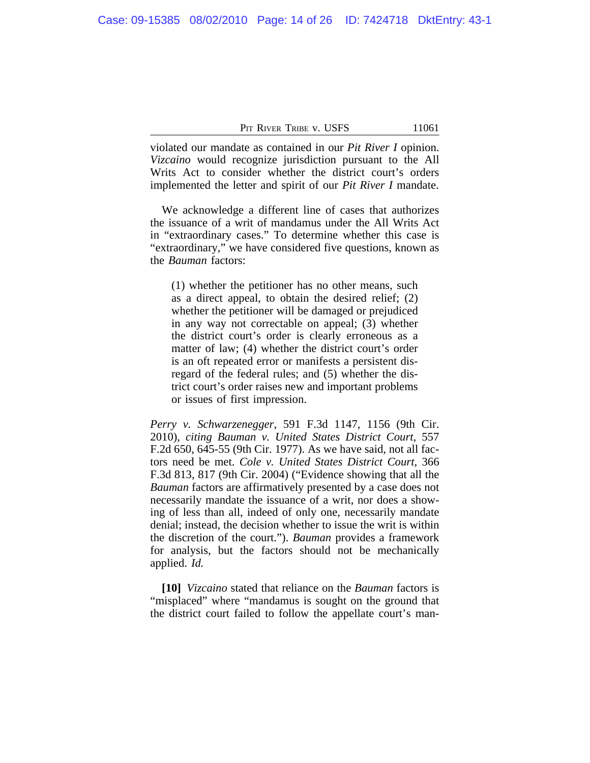violated our mandate as contained in our *Pit River I* opinion. *Vizcaino* would recognize jurisdiction pursuant to the All Writs Act to consider whether the district court's orders implemented the letter and spirit of our *Pit River I* mandate.

We acknowledge a different line of cases that authorizes the issuance of a writ of mandamus under the All Writs Act in "extraordinary cases." To determine whether this case is "extraordinary," we have considered five questions, known as the *Bauman* factors:

> (1) whether the petitioner has no other means, such as a direct appeal, to obtain the desired relief; (2) whether the petitioner will be damaged or prejudiced in any way not correctable on appeal; (3) whether the district court's order is clearly erroneous as a matter of law; (4) whether the district court's order is an oft repeated error or manifests a persistent disregard of the federal rules; and (5) whether the district court's order raises new and important problems or issues of first impression.

*Perry v. Schwarzenegger*, 591 F.3d 1147, 1156 (9th Cir. 2010), *citing Bauman v. United States District Court*, 557 F.2d 650, 645-55 (9th Cir. 1977). As we have said, not all factors need be met. *Cole v. United States District Court*, 366 F.3d 813, 817 (9th Cir. 2004) ("Evidence showing that all the *Bauman* factors are affirmatively presented by a case does not necessarily mandate the issuance of a writ, nor does a showing of less than all, indeed of only one, necessarily mandate denial; instead, the decision whether to issue the writ is within the discretion of the court."). *Bauman* provides a framework for analysis, but the factors should not be mechanically applied. *Id.*

**[10]** *Vizcaino* stated that reliance on the *Bauman* factors is "misplaced" where "mandamus is sought on the ground that the district court failed to follow the appellate court's man-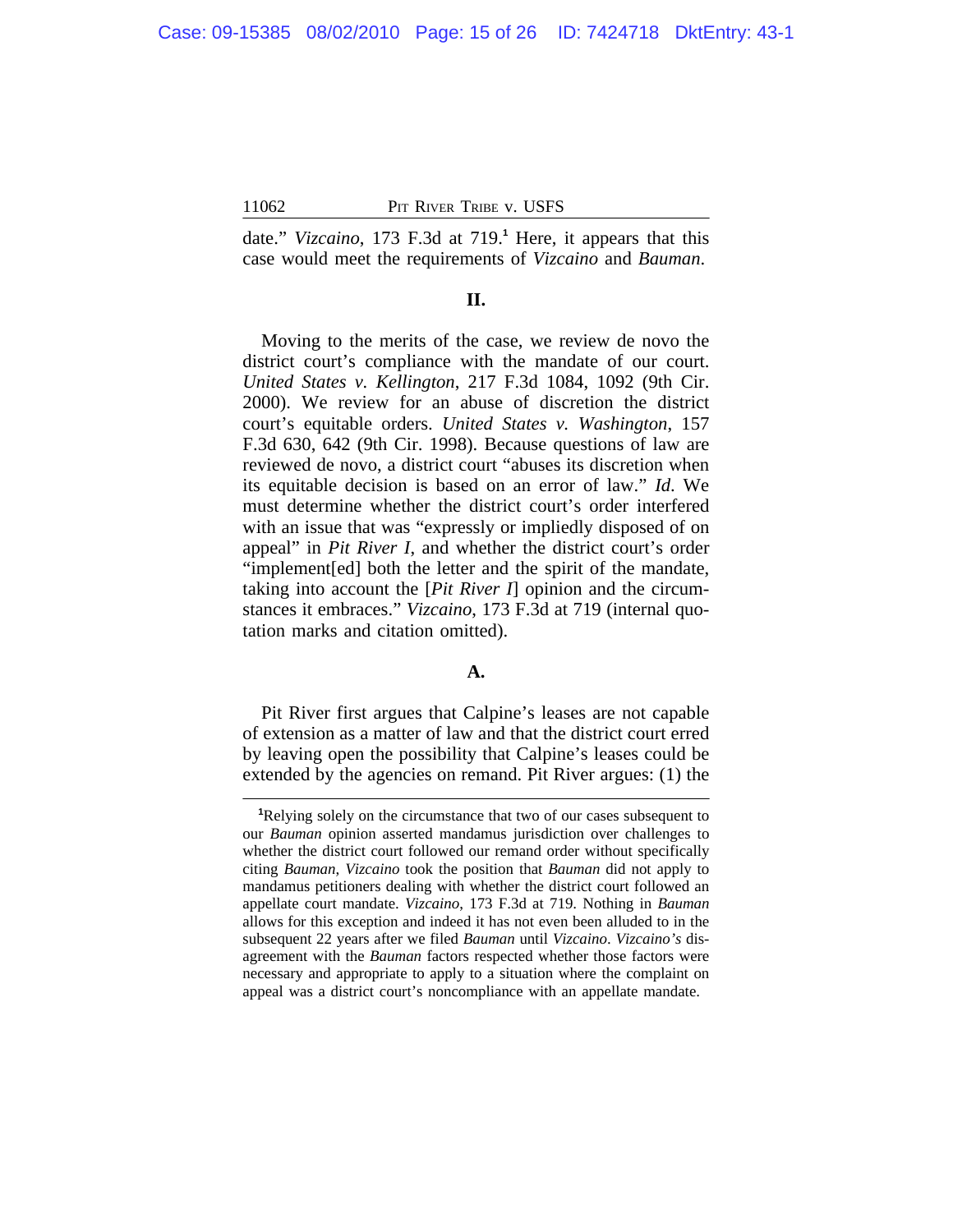date." *Vizcaino*, 173 F.3d at 719.[1] Here, it appears that this case would meet the requirements of *Vizcaino* and *Bauman*.

## II.

Moving to the merits of the case, we review de novo the district court's compliance with the mandate of our court. *United States v. Kellington*, 217 F.3d 1084, 1092 (9th Cir. 2000). We review for an abuse of discretion the district court's equitable orders. *United States v. Washington*, 157 F.3d 630, 642 (9th Cir. 1998). Because questions of law are reviewed de novo, a district court "abuses its discretion when its equitable decision is based on an error of law." *Id.* We must determine whether the district court's order interfered with an issue that was "expressly or impliedly disposed of on appeal" in *Pit River I*, and whether the district court's order "implement[ed] both the letter and the spirit of the mandate, taking into account the [*Pit River I*] opinion and the circumstances it embraces." *Vizcaino*, 173 F.3d at 719 (internal quotation marks and citation omitted).

### A.

Pit River first argues that Calpine's leases are not capable of extension as a matter of law and that the district court erred by leaving open the possibility that Calpine's leases could be extended by the agencies on remand. Pit River argues: (1) the

---

[1] Relying solely on the circumstance that two of our cases subsequent to our *Bauman* opinion asserted mandamus jurisdiction over challenges to whether the district court followed our remand order without specifically citing *Bauman*, *Vizcaino* took the position that *Bauman* did not apply to mandamus petitioners dealing with whether the district court followed an appellate court mandate. *Vizcaino*, 173 F.3d at 719. Nothing in *Bauman* allows for this exception and indeed it has not even been alluded to in the subsequent 22 years after we filed *Bauman* until *Vizcaino*. *Vizcaino's* disagreement with the *Bauman* factors respected whether those factors were necessary and appropriate to apply to a situation where the complaint on appeal was a district court's noncompliance with an appellate mandate.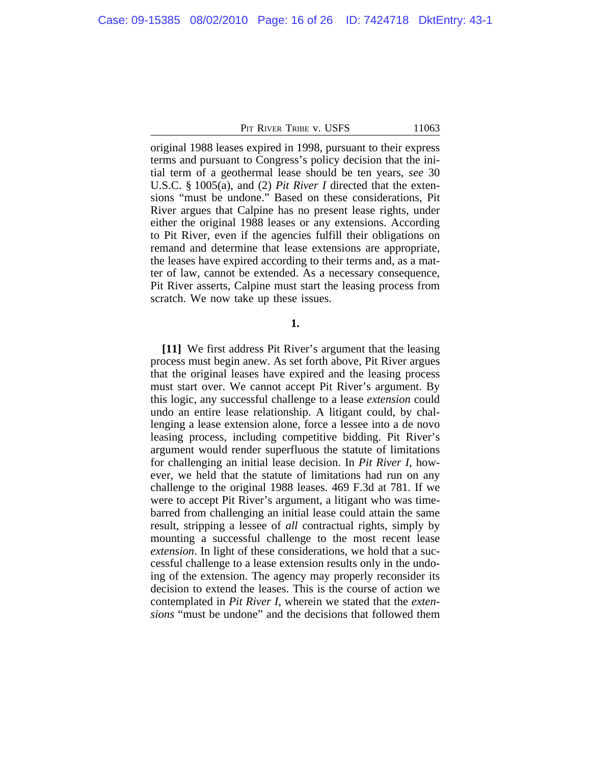original 1988 leases expired in 1998, pursuant to their express terms and pursuant to Congress's policy decision that the initial term of a geothermal lease should be ten years, *see* 30 U.S.C. § 1005(a), and (2) *Pit River I* directed that the extensions "must be undone." Based on these considerations, Pit River argues that Calpine has no present lease rights, under either the original 1988 leases or any extensions. According to Pit River, even if the agencies fulfill their obligations on remand and determine that lease extensions are appropriate, the leases have expired according to their terms and, as a matter of law, cannot be extended. As a necessary consequence, Pit River asserts, Calpine must start the leasing process from scratch. We now take up these issues.

**1.**

**[11]** We first address Pit River's argument that the leasing process must begin anew. As set forth above, Pit River argues that the original leases have expired and the leasing process must start over. We cannot accept Pit River's argument. By this logic, any successful challenge to a lease *extension* could undo an entire lease relationship. A litigant could, by challenging a lease extension alone, force a lessee into a de novo leasing process, including competitive bidding. Pit River's argument would render superfluous the statute of limitations for challenging an initial lease decision. In *Pit River I*, however, we held that the statute of limitations had run on any challenge to the original 1988 leases. 469 F.3d at 781. If we were to accept Pit River's argument, a litigant who was time-barred from challenging an initial lease could attain the same result, stripping a lessee of *all* contractual rights, simply by mounting a successful challenge to the most recent lease *extension*. In light of these considerations, we hold that a successful challenge to a lease extension results only in the undoing of the extension. The agency may properly reconsider its decision to extend the leases. This is the course of action we contemplated in *Pit River I*, wherein we stated that the *extensions* "must be undone" and the decisions that followed them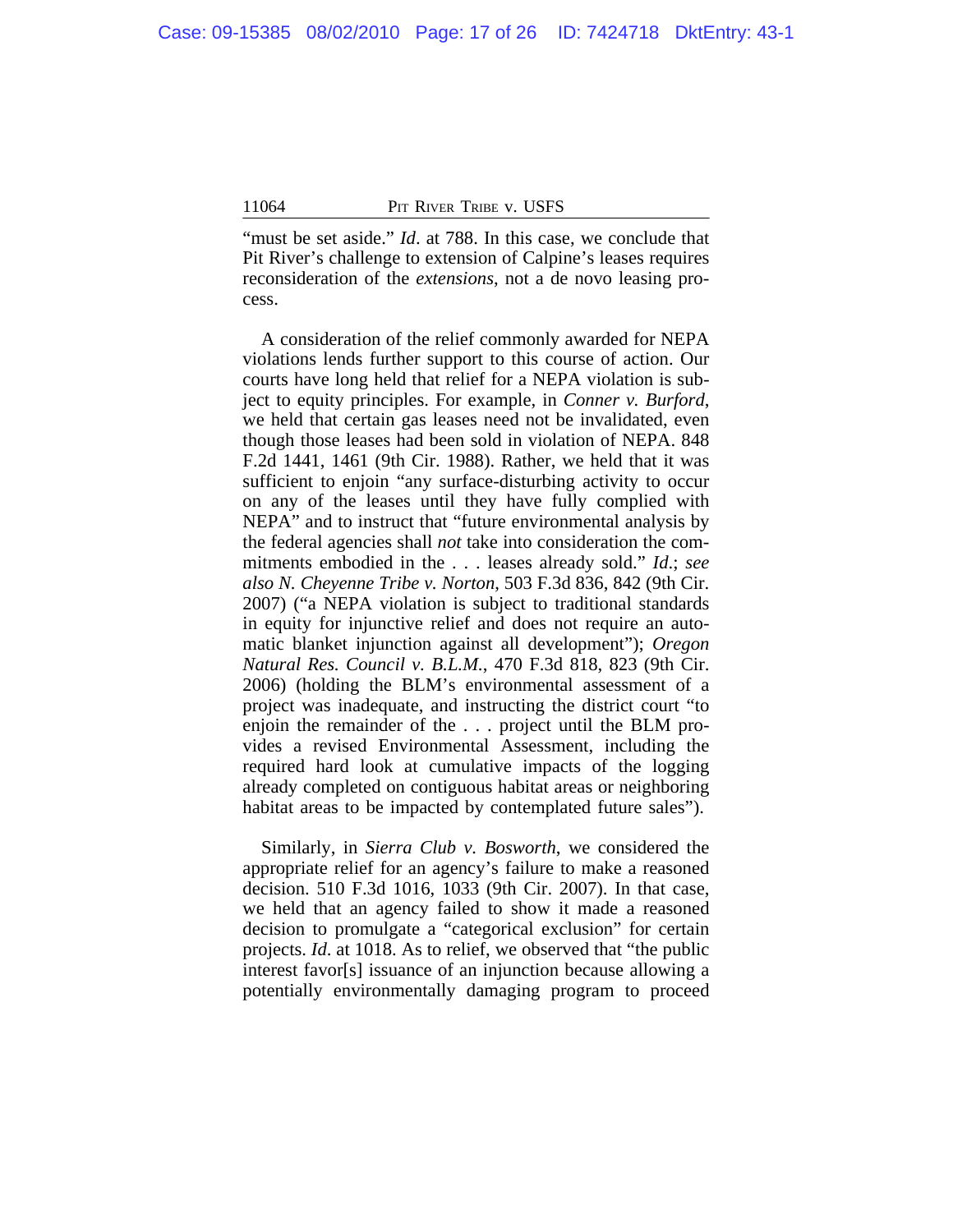"must be set aside." *Id*. at 788. In this case, we conclude that Pit River's challenge to extension of Calpine's leases requires reconsideration of the *extensions*, not a de novo leasing process.

A consideration of the relief commonly awarded for NEPA violations lends further support to this course of action. Our courts have long held that relief for a NEPA violation is subject to equity principles. For example, in *Conner v. Burford*, we held that certain gas leases need not be invalidated, even though those leases had been sold in violation of NEPA. 848 F.2d 1441, 1461 (9th Cir. 1988). Rather, we held that it was sufficient to enjoin "any surface-disturbing activity to occur on any of the leases until they have fully complied with NEPA" and to instruct that "future environmental analysis by the federal agencies shall *not* take into consideration the commitments embodied in the . . . leases already sold." *Id*.; *see also N. Cheyenne Tribe v. Norton*, 503 F.3d 836, 842 (9th Cir. 2007) ("a NEPA violation is subject to traditional standards in equity for injunctive relief and does not require an automatic blanket injunction against all development"); *Oregon Natural Res. Council v. B.L.M.*, 470 F.3d 818, 823 (9th Cir. 2006) (holding the BLM's environmental assessment of a project was inadequate, and instructing the district court "to enjoin the remainder of the . . . project until the BLM provides a revised Environmental Assessment, including the required hard look at cumulative impacts of the logging already completed on contiguous habitat areas or neighboring habitat areas to be impacted by contemplated future sales").

Similarly, in *Sierra Club v. Bosworth*, we considered the appropriate relief for an agency's failure to make a reasoned decision. 510 F.3d 1016, 1033 (9th Cir. 2007). In that case, we held that an agency failed to show it made a reasoned decision to promulgate a "categorical exclusion" for certain projects. *Id*. at 1018. As to relief, we observed that "the public interest favor[s] issuance of an injunction because allowing a potentially environmentally damaging program to proceed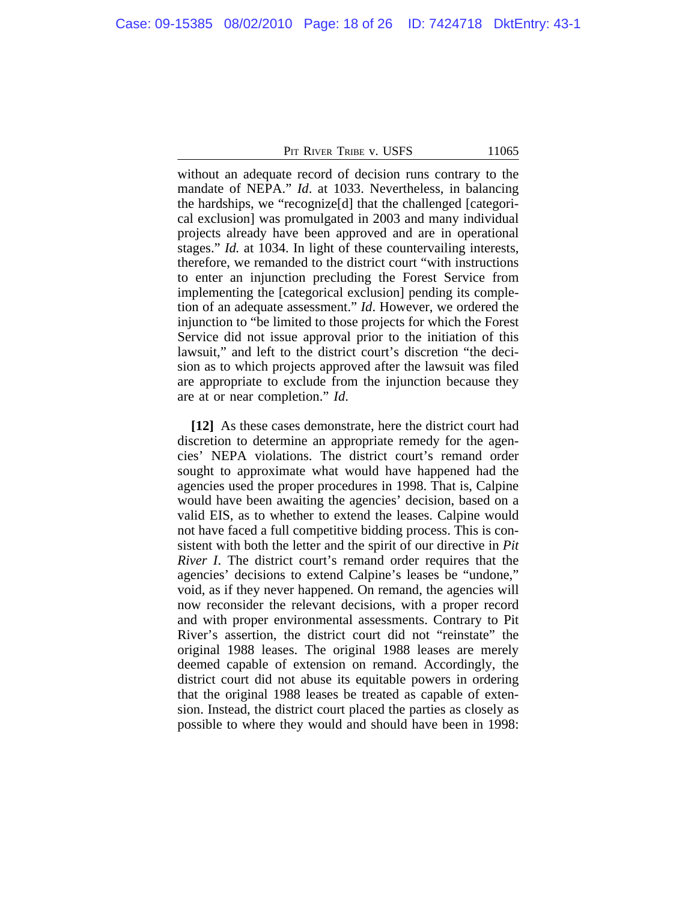without an adequate record of decision runs contrary to the mandate of NEPA." *Id*. at 1033. Nevertheless, in balancing the hardships, we "recognize[d] that the challenged [categorical exclusion] was promulgated in 2003 and many individual projects already have been approved and are in operational stages." *Id.* at 1034. In light of these countervailing interests, therefore, we remanded to the district court "with instructions to enter an injunction precluding the Forest Service from implementing the [categorical exclusion] pending its completion of an adequate assessment." *Id*. However, we ordered the injunction to "be limited to those projects for which the Forest Service did not issue approval prior to the initiation of this lawsuit," and left to the district court's discretion "the decision as to which projects approved after the lawsuit was filed are appropriate to exclude from the injunction because they are at or near completion." *Id.*

**[12]** As these cases demonstrate, here the district court had discretion to determine an appropriate remedy for the agencies' NEPA violations. The district court's remand order sought to approximate what would have happened had the agencies used the proper procedures in 1998. That is, Calpine would have been awaiting the agencies' decision, based on a valid EIS, as to whether to extend the leases. Calpine would not have faced a full competitive bidding process. This is consistent with both the letter and the spirit of our directive in *Pit River I*. The district court's remand order requires that the agencies' decisions to extend Calpine's leases be "undone," void, as if they never happened. On remand, the agencies will now reconsider the relevant decisions, with a proper record and with proper environmental assessments. Contrary to Pit River's assertion, the district court did not "reinstate" the original 1988 leases. The original 1988 leases are merely deemed capable of extension on remand. Accordingly, the district court did not abuse its equitable powers in ordering that the original 1988 leases be treated as capable of extension. Instead, the district court placed the parties as closely as possible to where they would and should have been in 1998: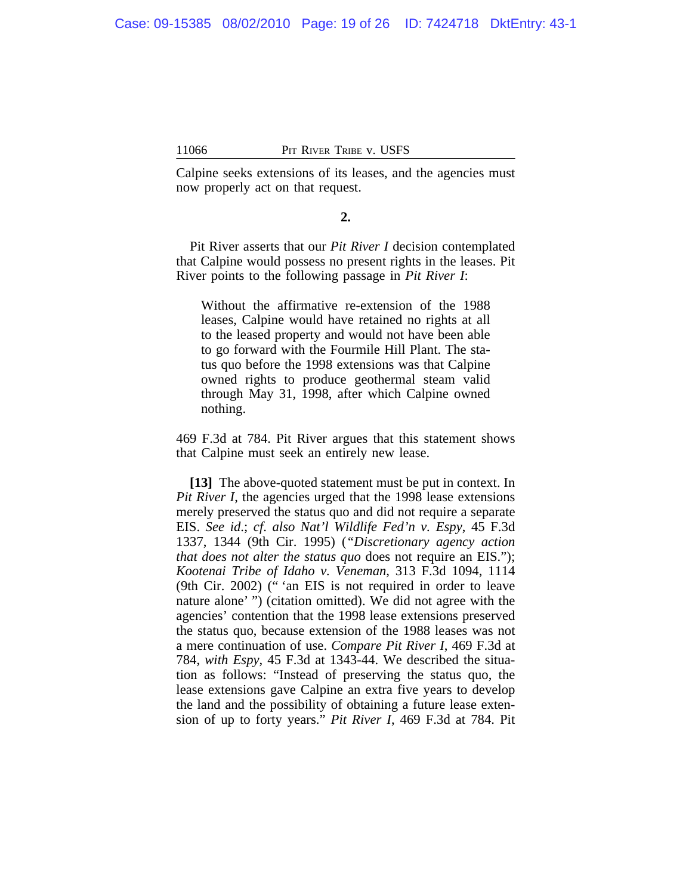Calpine seeks extensions of its leases, and the agencies must now properly act on that request.

**2.**

Pit River asserts that our *Pit River I* decision contemplated that Calpine would possess no present rights in the leases. Pit River points to the following passage in *Pit River I*:

> Without the affirmative re-extension of the 1988 leases, Calpine would have retained no rights at all to the leased property and would not have been able to go forward with the Fourmile Hill Plant. The status quo before the 1998 extensions was that Calpine owned rights to produce geothermal steam valid through May 31, 1998, after which Calpine owned nothing.

469 F.3d at 784. Pit River argues that this statement shows that Calpine must seek an entirely new lease.

**[13]** The above-quoted statement must be put in context. In *Pit River I*, the agencies urged that the 1998 lease extensions merely preserved the status quo and did not require a separate EIS. *See id.*; *cf. also Nat'l Wildlife Fed'n v. Espy*, 45 F.3d 1337, 1344 (9th Cir. 1995) ("*Discretionary agency action that does not alter the status quo* does not require an EIS."); *Kootenai Tribe of Idaho v. Veneman*, 313 F.3d 1094, 1114 (9th Cir. 2002) (" 'an EIS is not required in order to leave nature alone' ") (citation omitted). We did not agree with the agencies' contention that the 1998 lease extensions preserved the status quo, because extension of the 1988 leases was not a mere continuation of use. *Compare Pit River I*, 469 F.3d at 784, *with Espy*, 45 F.3d at 1343-44. We described the situation as follows: "Instead of preserving the status quo, the lease extensions gave Calpine an extra five years to develop the land and the possibility of obtaining a future lease extension of up to forty years." *Pit River I*, 469 F.3d at 784. Pit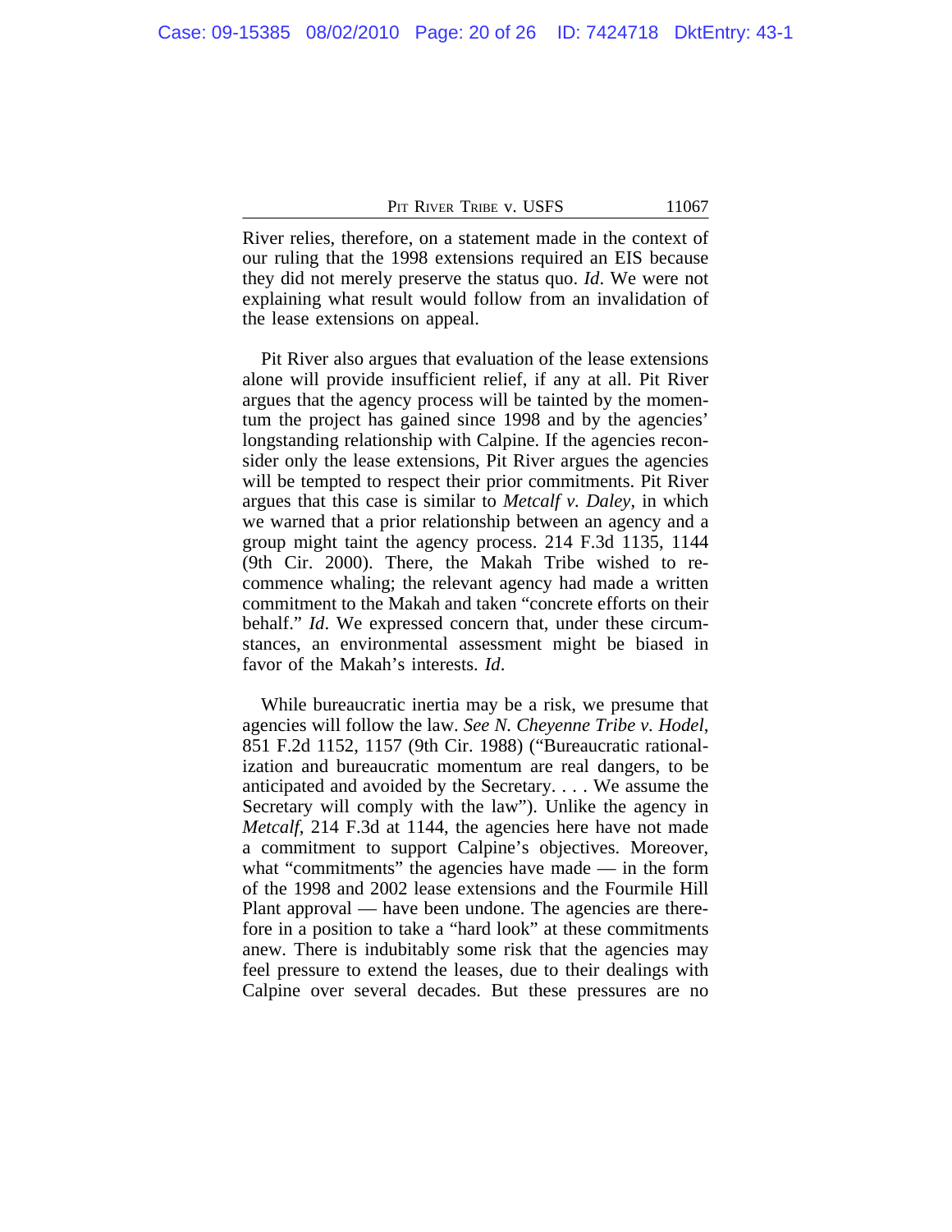River relies, therefore, on a statement made in the context of our ruling that the 1998 extensions required an EIS because they did not merely preserve the status quo. *Id*. We were not explaining what result would follow from an invalidation of the lease extensions on appeal.

Pit River also argues that evaluation of the lease extensions alone will provide insufficient relief, if any at all. Pit River argues that the agency process will be tainted by the momentum the project has gained since 1998 and by the agencies' longstanding relationship with Calpine. If the agencies reconsider only the lease extensions, Pit River argues the agencies will be tempted to respect their prior commitments. Pit River argues that this case is similar to *Metcalf v. Daley*, in which we warned that a prior relationship between an agency and a group might taint the agency process. 214 F.3d 1135, 1144 (9th Cir. 2000). There, the Makah Tribe wished to recommence whaling; the relevant agency had made a written commitment to the Makah and taken "concrete efforts on their behalf." *Id*. We expressed concern that, under these circumstances, an environmental assessment might be biased in favor of the Makah's interests. *Id*.

While bureaucratic inertia may be a risk, we presume that agencies will follow the law. *See N. Cheyenne Tribe v. Hodel*, 851 F.2d 1152, 1157 (9th Cir. 1988) ("Bureaucratic rationalization and bureaucratic momentum are real dangers, to be anticipated and avoided by the Secretary. . . . We assume the Secretary will comply with the law"). Unlike the agency in *Metcalf*, 214 F.3d at 1144, the agencies here have not made a commitment to support Calpine's objectives. Moreover, what "commitments" the agencies have made — in the form of the 1998 and 2002 lease extensions and the Fourmile Hill Plant approval — have been undone. The agencies are therefore in a position to take a "hard look" at these commitments anew. There is indubitably some risk that the agencies may feel pressure to extend the leases, due to their dealings with Calpine over several decades. But these pressures are no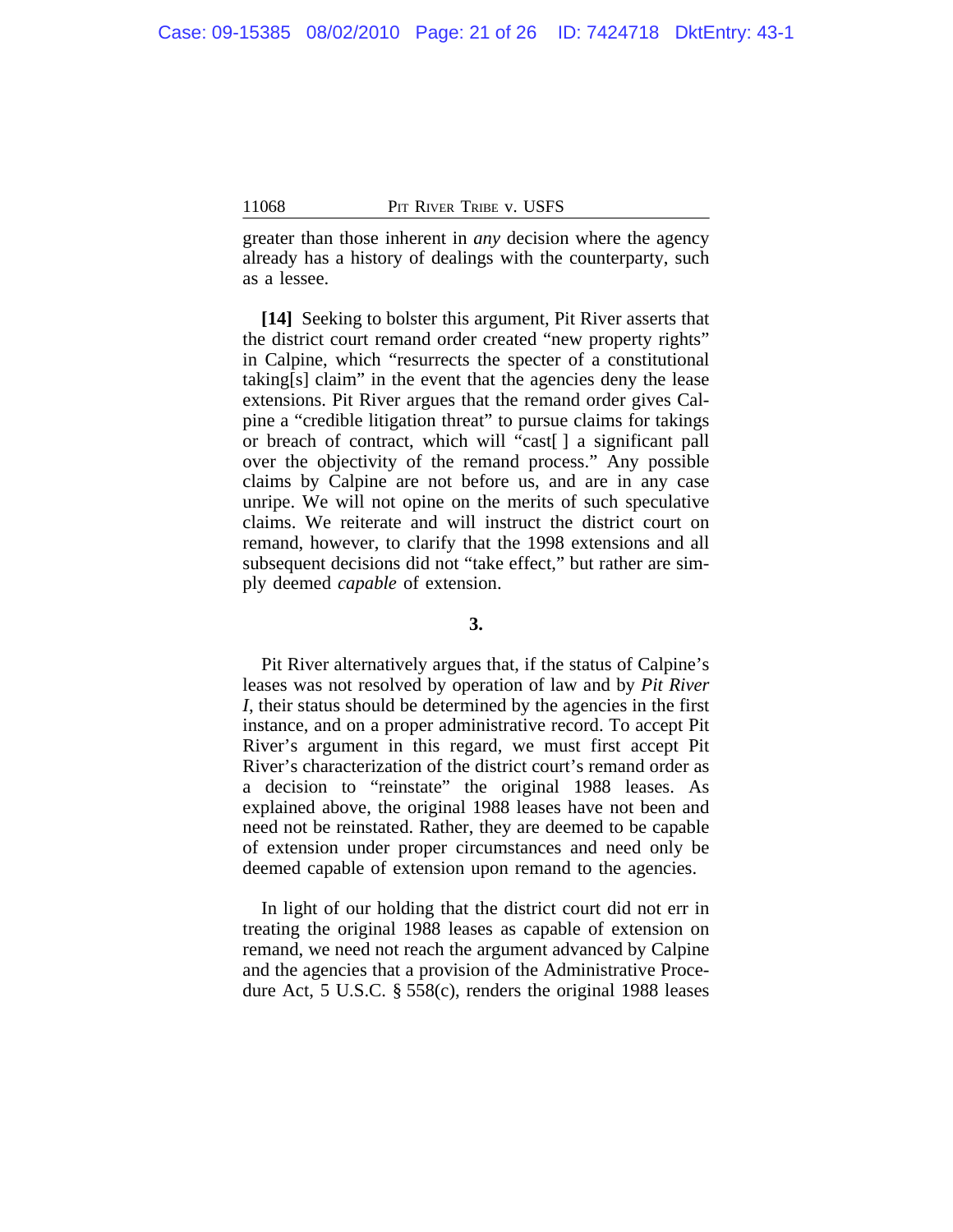greater than those inherent in *any* decision where the agency already has a history of dealings with the counterparty, such as a lessee.

**[14]** Seeking to bolster this argument, Pit River asserts that the district court remand order created "new property rights" in Calpine, which "resurrects the specter of a constitutional taking[s] claim" in the event that the agencies deny the lease extensions. Pit River argues that the remand order gives Calpine a "credible litigation threat" to pursue claims for takings or breach of contract, which will "cast[ ] a significant pall over the objectivity of the remand process." Any possible claims by Calpine are not before us, and are in any case unripe. We will not opine on the merits of such speculative claims. We reiterate and will instruct the district court on remand, however, to clarify that the 1998 extensions and all subsequent decisions did not "take effect," but rather are simply deemed *capable* of extension.

**3.**

Pit River alternatively argues that, if the status of Calpine's leases was not resolved by operation of law and by *Pit River I*, their status should be determined by the agencies in the first instance, and on a proper administrative record. To accept Pit River's argument in this regard, we must first accept Pit River's characterization of the district court's remand order as a decision to "reinstate" the original 1988 leases. As explained above, the original 1988 leases have not been and need not be reinstated. Rather, they are deemed to be capable of extension under proper circumstances and need only be deemed capable of extension upon remand to the agencies.

In light of our holding that the district court did not err in treating the original 1988 leases as capable of extension on remand, we need not reach the argument advanced by Calpine and the agencies that a provision of the Administrative Procedure Act, 5 U.S.C. § 558(c), renders the original 1988 leases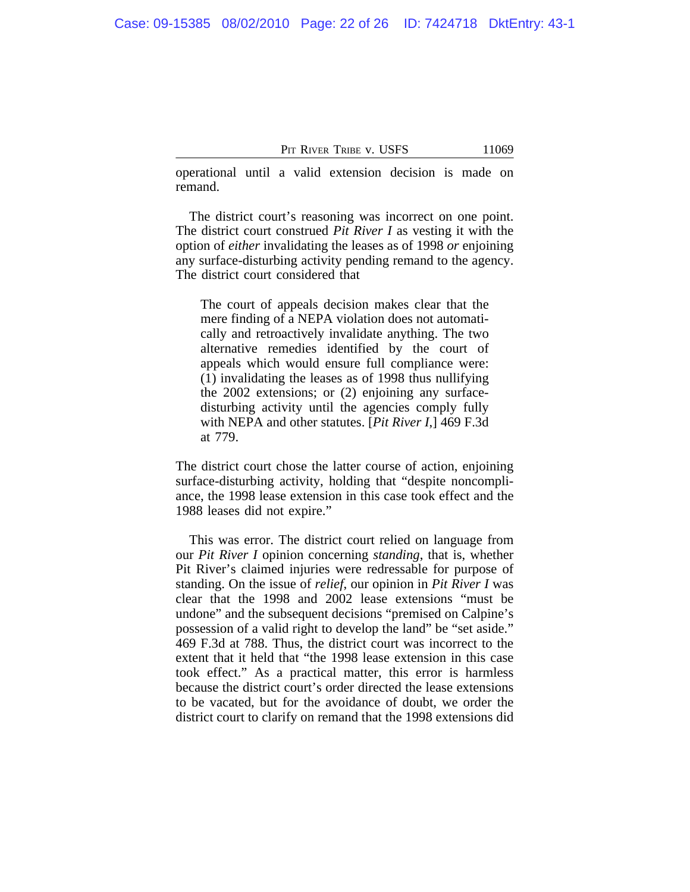operational until a valid extension decision is made on remand.

The district court's reasoning was incorrect on one point. The district court construed *Pit River I* as vesting it with the option of *either* invalidating the leases as of 1998 *or* enjoining any surface-disturbing activity pending remand to the agency. The district court considered that

> The court of appeals decision makes clear that the mere finding of a NEPA violation does not automatically and retroactively invalidate anything. The two alternative remedies identified by the court of appeals which would ensure full compliance were: (1) invalidating the leases as of 1998 thus nullifying the 2002 extensions; or (2) enjoining any surface-disturbing activity until the agencies comply fully with NEPA and other statutes. [*Pit River I*,] 469 F.3d at 779.

The district court chose the latter course of action, enjoining surface-disturbing activity, holding that "despite noncompliance, the 1998 lease extension in this case took effect and the 1988 leases did not expire."

This was error. The district court relied on language from our *Pit River I* opinion concerning *standing*, that is, whether Pit River's claimed injuries were redressable for purpose of standing. On the issue of *relief*, our opinion in *Pit River I* was clear that the 1998 and 2002 lease extensions "must be undone" and the subsequent decisions "premised on Calpine's possession of a valid right to develop the land" be "set aside." 469 F.3d at 788. Thus, the district court was incorrect to the extent that it held that "the 1998 lease extension in this case took effect." As a practical matter, this error is harmless because the district court's order directed the lease extensions to be vacated, but for the avoidance of doubt, we order the district court to clarify on remand that the 1998 extensions did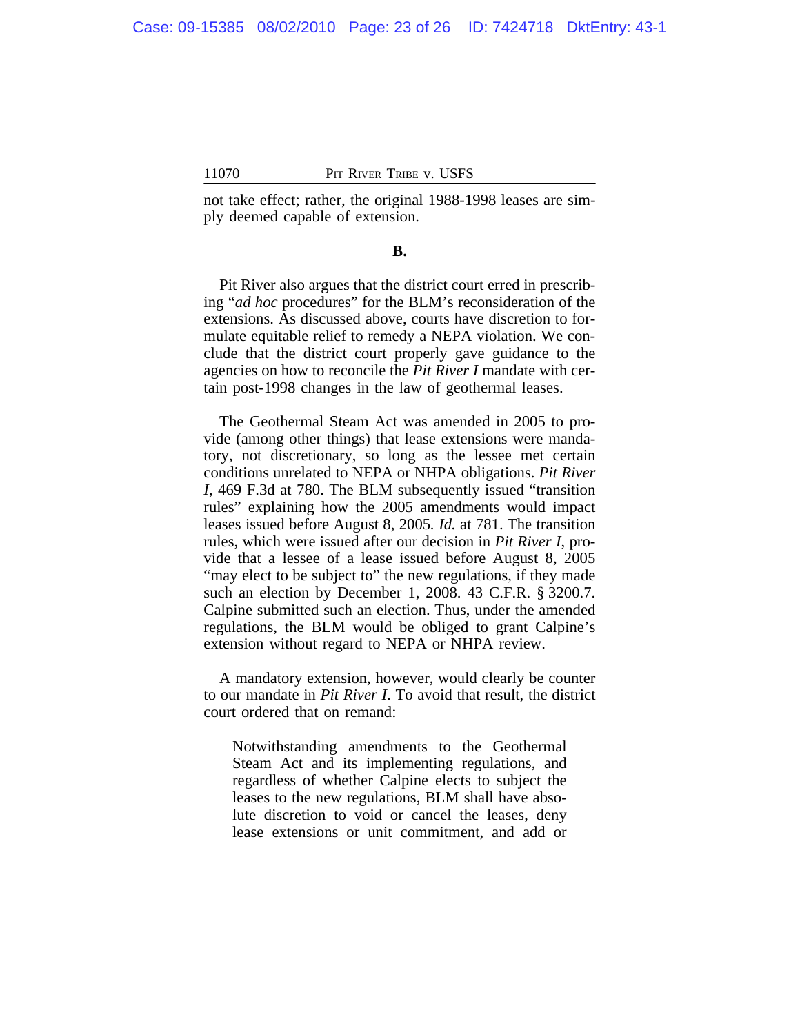not take effect; rather, the original 1988-1998 leases are simply deemed capable of extension.

### B.

Pit River also argues that the district court erred in prescribing "*ad hoc* procedures" for the BLM's reconsideration of the extensions. As discussed above, courts have discretion to formulate equitable relief to remedy a NEPA violation. We conclude that the district court properly gave guidance to the agencies on how to reconcile the *Pit River I* mandate with certain post-1998 changes in the law of geothermal leases.

The Geothermal Steam Act was amended in 2005 to provide (among other things) that lease extensions were mandatory, not discretionary, so long as the lessee met certain conditions unrelated to NEPA or NHPA obligations. *Pit River I*, 469 F.3d at 780. The BLM subsequently issued "transition rules" explaining how the 2005 amendments would impact leases issued before August 8, 2005. *Id.* at 781. The transition rules, which were issued after our decision in *Pit River I*, provide that a lessee of a lease issued before August 8, 2005 "may elect to be subject to" the new regulations, if they made such an election by December 1, 2008. 43 C.F.R. § 3200.7. Calpine submitted such an election. Thus, under the amended regulations, the BLM would be obliged to grant Calpine's extension without regard to NEPA or NHPA review.

A mandatory extension, however, would clearly be counter to our mandate in *Pit River I*. To avoid that result, the district court ordered that on remand:

> Notwithstanding amendments to the Geothermal Steam Act and its implementing regulations, and regardless of whether Calpine elects to subject the leases to the new regulations, BLM shall have absolute discretion to void or cancel the leases, deny lease extensions or unit commitment, and add or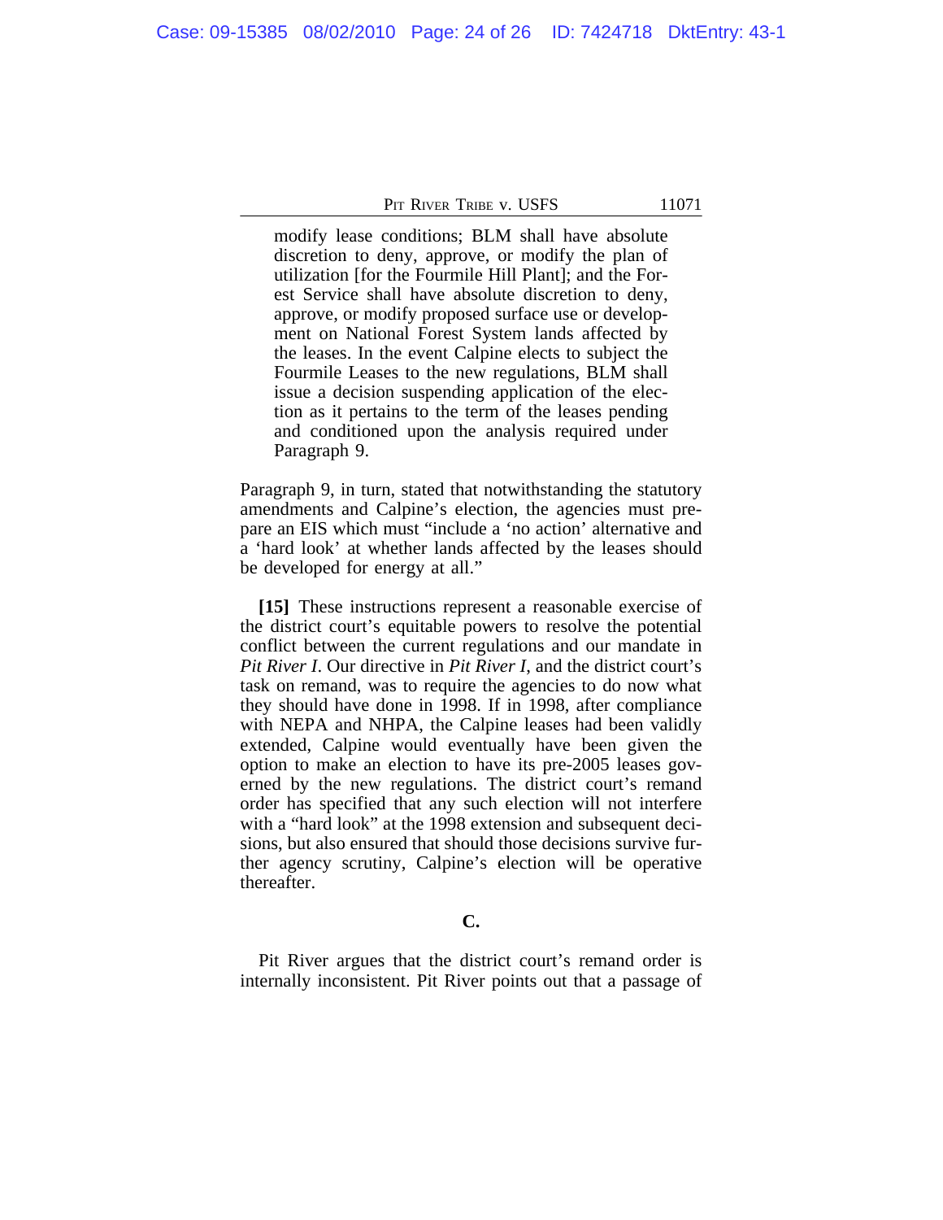> modify lease conditions; BLM shall have absolute discretion to deny, approve, or modify the plan of utilization [for the Fourmile Hill Plant]; and the Forest Service shall have absolute discretion to deny, approve, or modify proposed surface use or development on National Forest System lands affected by the leases. In the event Calpine elects to subject the Fourmile Leases to the new regulations, BLM shall issue a decision suspending application of the election as it pertains to the term of the leases pending and conditioned upon the analysis required under Paragraph 9.

Paragraph 9, in turn, stated that notwithstanding the statutory amendments and Calpine's election, the agencies must prepare an EIS which must "include a 'no action' alternative and a 'hard look' at whether lands affected by the leases should be developed for energy at all."

**[15]** These instructions represent a reasonable exercise of the district court's equitable powers to resolve the potential conflict between the current regulations and our mandate in *Pit River I*. Our directive in *Pit River I*, and the district court's task on remand, was to require the agencies to do now what they should have done in 1998. If in 1998, after compliance with NEPA and NHPA, the Calpine leases had been validly extended, Calpine would eventually have been given the option to make an election to have its pre-2005 leases governed by the new regulations. The district court's remand order has specified that any such election will not interfere with a "hard look" at the 1998 extension and subsequent decisions, but also ensured that should those decisions survive further agency scrutiny, Calpine's election will be operative thereafter.

### C.

Pit River argues that the district court's remand order is internally inconsistent. Pit River points out that a passage of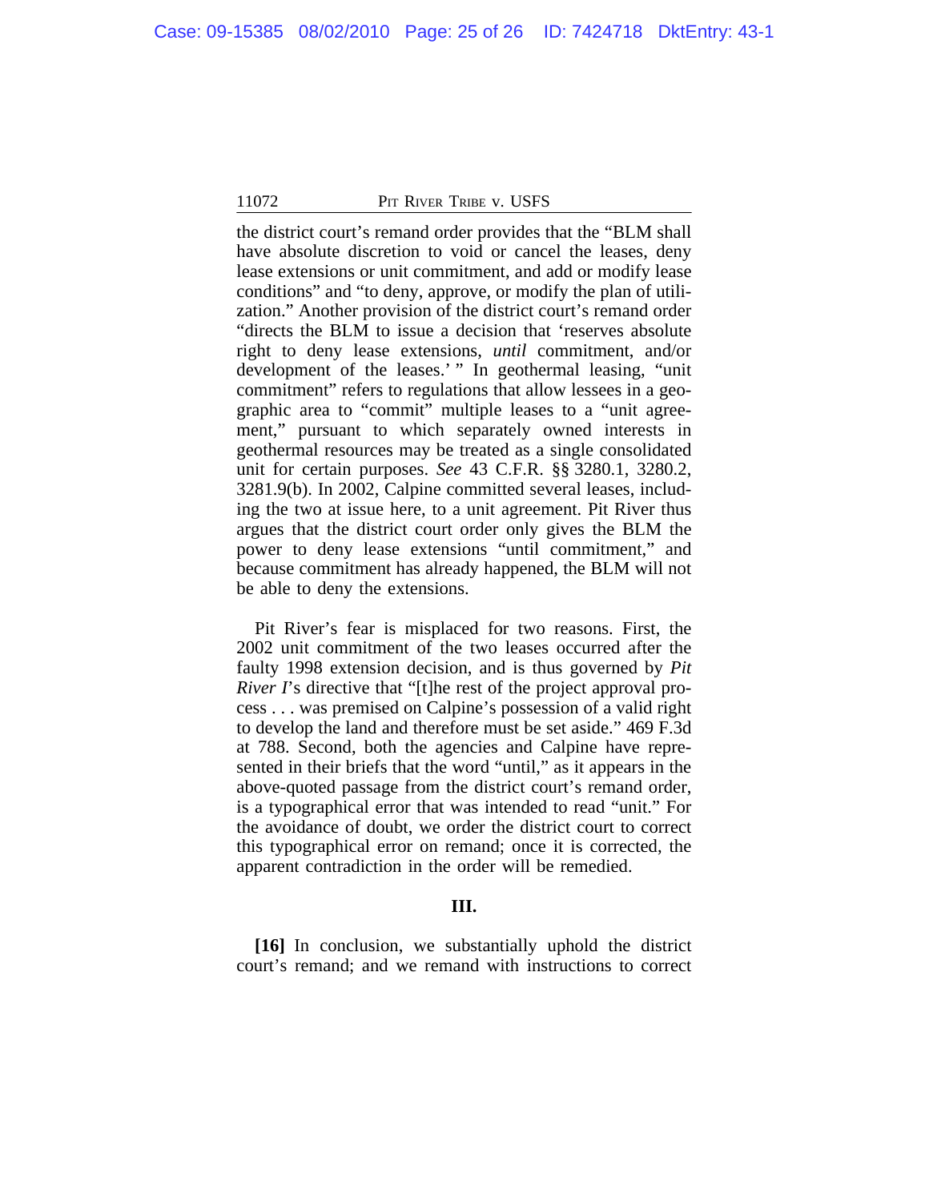the district court's remand order provides that the "BLM shall have absolute discretion to void or cancel the leases, deny lease extensions or unit commitment, and add or modify lease conditions" and "to deny, approve, or modify the plan of utilization." Another provision of the district court's remand order "directs the BLM to issue a decision that 'reserves absolute right to deny lease extensions, *until* commitment, and/or development of the leases.' " In geothermal leasing, "unit commitment" refers to regulations that allow lessees in a geographic area to "commit" multiple leases to a "unit agreement," pursuant to which separately owned interests in geothermal resources may be treated as a single consolidated unit for certain purposes. *See* 43 C.F.R. §§ 3280.1, 3280.2, 3281.9(b). In 2002, Calpine committed several leases, including the two at issue here, to a unit agreement. Pit River thus argues that the district court order only gives the BLM the power to deny lease extensions "until commitment," and because commitment has already happened, the BLM will not be able to deny the extensions.

Pit River's fear is misplaced for two reasons. First, the 2002 unit commitment of the two leases occurred after the faulty 1998 extension decision, and is thus governed by *Pit River I*'s directive that "[t]he rest of the project approval process . . . was premised on Calpine's possession of a valid right to develop the land and therefore must be set aside." 469 F.3d at 788. Second, both the agencies and Calpine have represented in their briefs that the word "until," as it appears in the above-quoted passage from the district court's remand order, is a typographical error that was intended to read "unit." For the avoidance of doubt, we order the district court to correct this typographical error on remand; once it is corrected, the apparent contradiction in the order will be remedied.

### III.

**[16]** In conclusion, we substantially uphold the district court's remand; and we remand with instructions to correct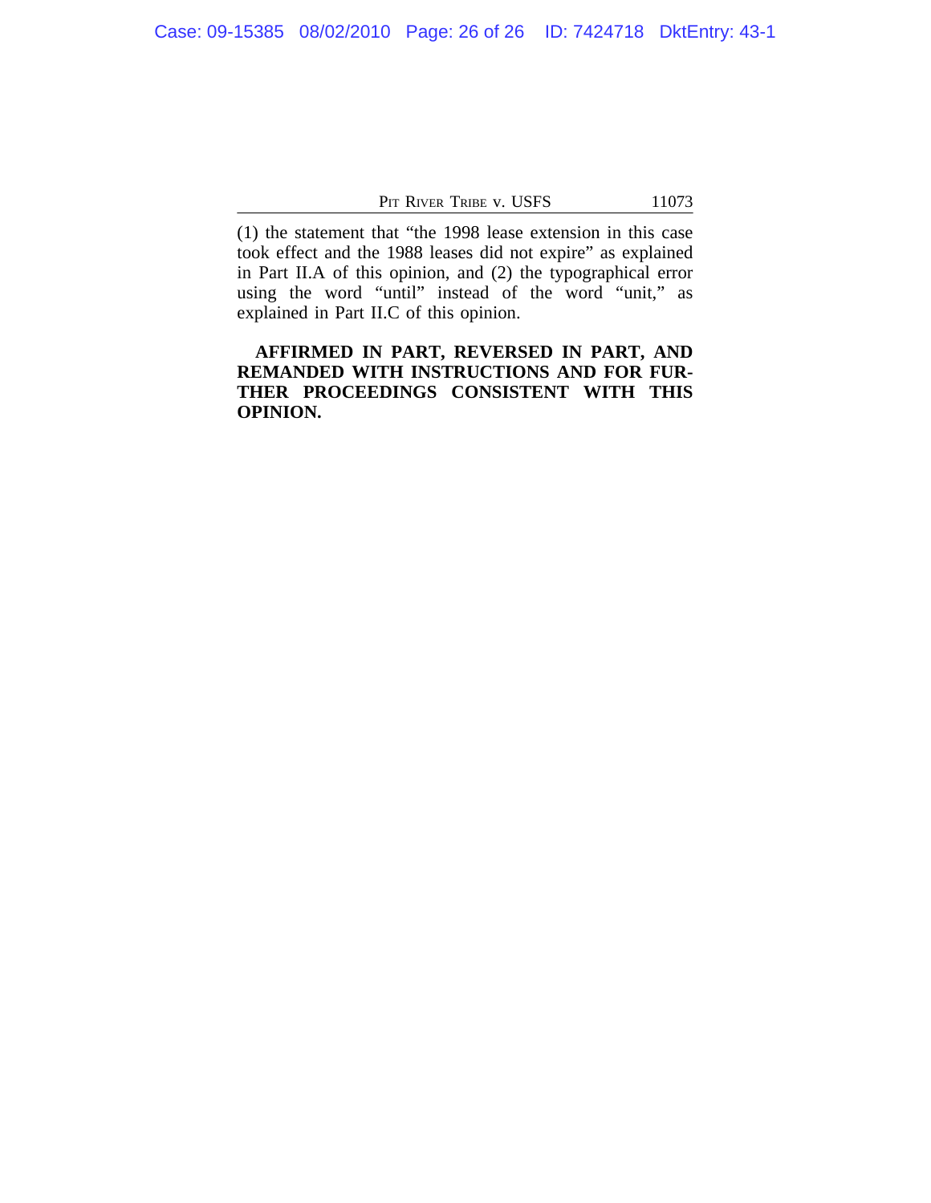(1) the statement that "the 1998 lease extension in this case took effect and the 1988 leases did not expire" as explained in Part II.A of this opinion, and (2) the typographical error using the word "until" instead of the word "unit," as explained in Part II.C of this opinion.

**AFFIRMED IN PART, REVERSED IN PART, AND REMANDED WITH INSTRUCTIONS AND FOR FURTHER PROCEEDINGS CONSISTENT WITH THIS OPINION.**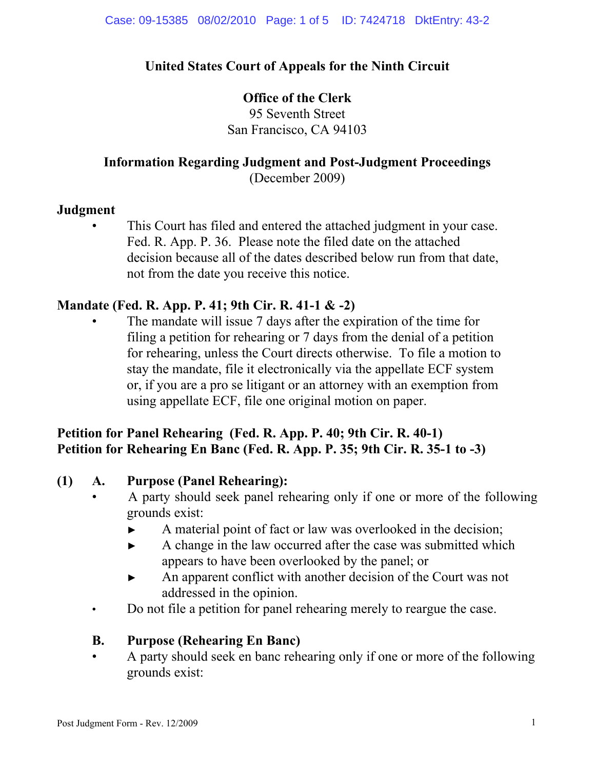**United States Court of Appeals for the Ninth Circuit**

**Office of the Clerk**
95 Seventh Street
San Francisco, CA 94103

**Information Regarding Judgment and Post-Judgment Proceedings**
(December 2009)

### Judgment

- This Court has filed and entered the attached judgment in your case. Fed. R. App. P. 36. Please note the filed date on the attached decision because all of the dates described below run from that date, not from the date you receive this notice.

### Mandate (Fed. R. App. P. 41; 9th Cir. R. 41-1 & -2)

- The mandate will issue 7 days after the expiration of the time for filing a petition for rehearing or 7 days from the denial of a petition for rehearing, unless the Court directs otherwise. To file a motion to stay the mandate, file it electronically via the appellate ECF system or, if you are a pro se litigant or an attorney with an exemption from using appellate ECF, file one original motion on paper.

### Petition for Panel Rehearing (Fed. R. App. P. 40; 9th Cir. R. 40-1)
### Petition for Rehearing En Banc (Fed. R. App. P. 35; 9th Cir. R. 35-1 to -3)

**(1) A. Purpose (Panel Rehearing):**

- A party should seek panel rehearing only if one or more of the following grounds exist:
  - ► A material point of fact or law was overlooked in the decision;
  - ► A change in the law occurred after the case was submitted which appears to have been overlooked by the panel; or
  - ► An apparent conflict with another decision of the Court was not addressed in the opinion.
- Do not file a petition for panel rehearing merely to reargue the case.

**B. Purpose (Rehearing En Banc)**

- A party should seek en banc rehearing only if one or more of the following grounds exist: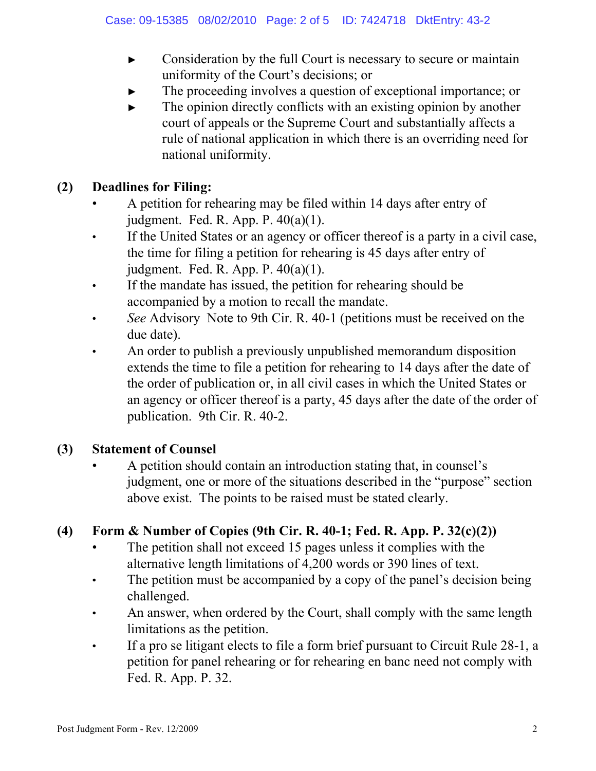- Consideration by the full Court is necessary to secure or maintain uniformity of the Court's decisions; or
- The proceeding involves a question of exceptional importance; or
- The opinion directly conflicts with an existing opinion by another court of appeals or the Supreme Court and substantially affects a rule of national application in which there is an overriding need for national uniformity.

**(2) Deadlines for Filing:**

- A petition for rehearing may be filed within 14 days after entry of judgment. Fed. R. App. P. 40(a)(1).
- If the United States or an agency or officer thereof is a party in a civil case, the time for filing a petition for rehearing is 45 days after entry of judgment. Fed. R. App. P. 40(a)(1).
- If the mandate has issued, the petition for rehearing should be accompanied by a motion to recall the mandate.
- *See* Advisory Note to 9th Cir. R. 40-1 (petitions must be received on the due date).
- An order to publish a previously unpublished memorandum disposition extends the time to file a petition for rehearing to 14 days after the date of the order of publication or, in all civil cases in which the United States or an agency or officer thereof is a party, 45 days after the date of the order of publication. 9th Cir. R. 40-2.

**(3) Statement of Counsel**

- A petition should contain an introduction stating that, in counsel's judgment, one or more of the situations described in the "purpose" section above exist. The points to be raised must be stated clearly.

**(4) Form & Number of Copies (9th Cir. R. 40-1; Fed. R. App. P. 32(c)(2))**

- The petition shall not exceed 15 pages unless it complies with the alternative length limitations of 4,200 words or 390 lines of text.
- The petition must be accompanied by a copy of the panel's decision being challenged.
- An answer, when ordered by the Court, shall comply with the same length limitations as the petition.
- If a pro se litigant elects to file a form brief pursuant to Circuit Rule 28-1, a petition for panel rehearing or for rehearing en banc need not comply with Fed. R. App. P. 32.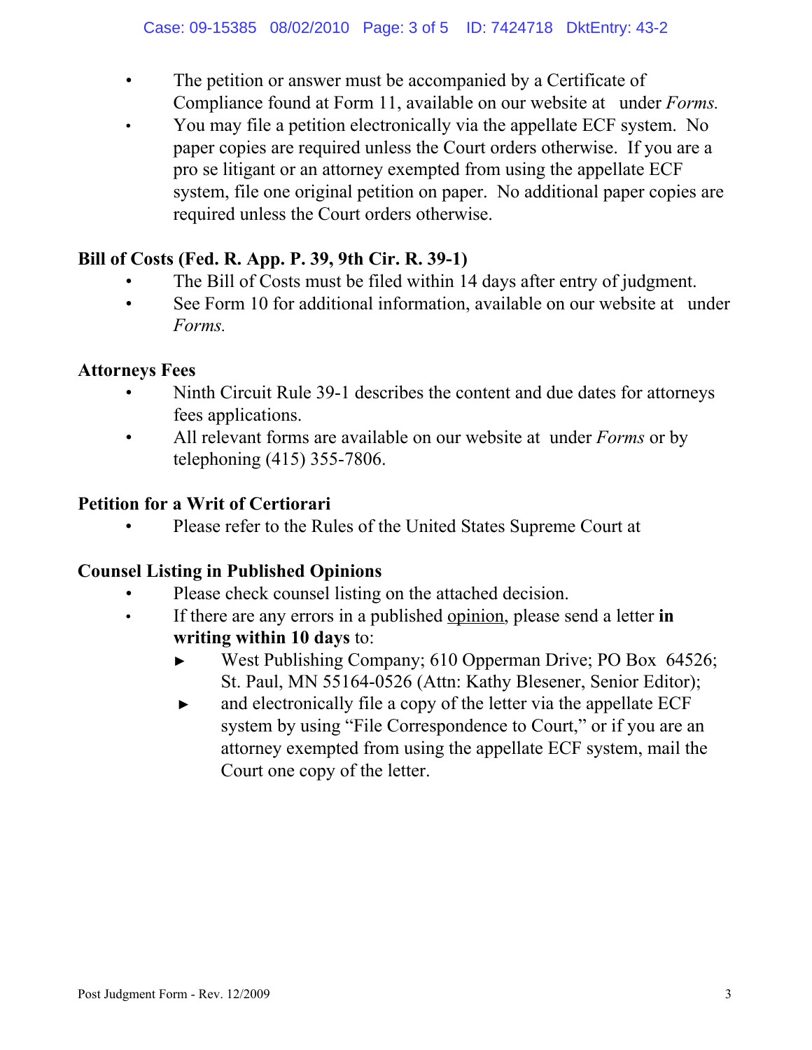- The petition or answer must be accompanied by a Certificate of Compliance found at Form 11, available on our website at under *Forms.*
- You may file a petition electronically via the appellate ECF system. No paper copies are required unless the Court orders otherwise. If you are a pro se litigant or an attorney exempted from using the appellate ECF system, file one original petition on paper. No additional paper copies are required unless the Court orders otherwise.

**Bill of Costs (Fed. R. App. P. 39, 9th Cir. R. 39-1)**

- The Bill of Costs must be filed within 14 days after entry of judgment.
- See Form 10 for additional information, available on our website at under *Forms.*

**Attorneys Fees**

- Ninth Circuit Rule 39-1 describes the content and due dates for attorneys fees applications.
- All relevant forms are available on our website at under *Forms* or by telephoning (415) 355-7806.

**Petition for a Writ of Certiorari**

- Please refer to the Rules of the United States Supreme Court at

**Counsel Listing in Published Opinions**

- Please check counsel listing on the attached decision.
- If there are any errors in a published opinion, please send a letter **in writing within 10 days** to:
  - ► West Publishing Company; 610 Opperman Drive; PO Box 64526; St. Paul, MN 55164-0526 (Attn: Kathy Blesener, Senior Editor);
  - ► and electronically file a copy of the letter via the appellate ECF system by using "File Correspondence to Court," or if you are an attorney exempted from using the appellate ECF system, mail the Court one copy of the letter.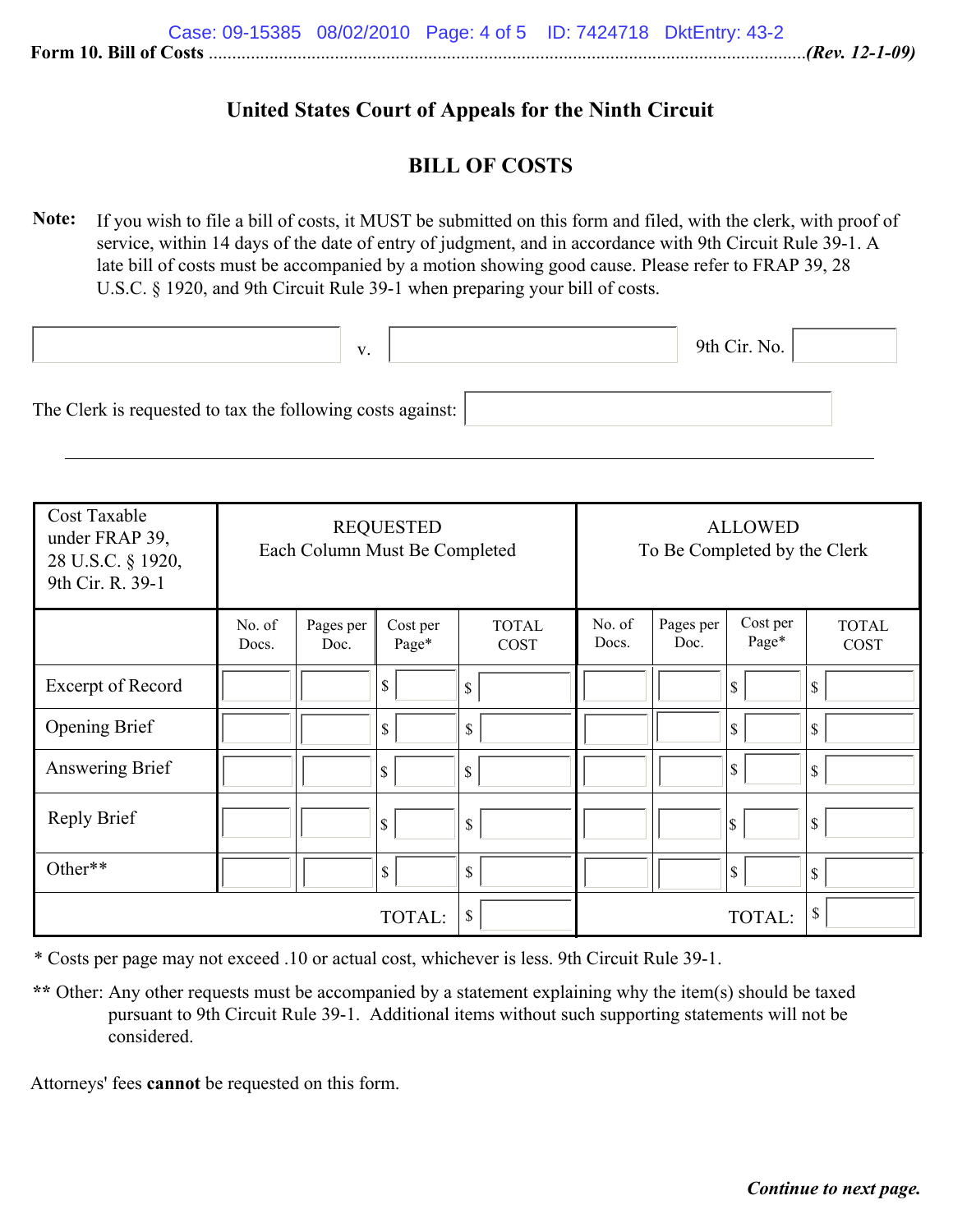Form 10. Bill of Costs ........................................................................................................................(Rev. 12-1-09)

## United States Court of Appeals for the Ninth Circuit

## BILL OF COSTS

**Note:** If you wish to file a bill of costs, it MUST be submitted on this form and filed, with the clerk, with proof of service, within 14 days of the date of entry of judgment, and in accordance with 9th Circuit Rule 39-1. A late bill of costs must be accompanied by a motion showing good cause. Please refer to FRAP 39, 28 U.S.C. § 1920, and 9th Circuit Rule 39-1 when preparing your bill of costs.

_______________ v. _______________ 9th Cir. No. _______

The Clerk is requested to tax the following costs against: _______________

| Cost Taxable under FRAP 39, 28 U.S.C. § 1920, 9th Cir. R. 39-1 | REQUESTED Each Column Must Be Completed | | | | ALLOWED To Be Completed by the Clerk | | | |
|---|---|---|---|---|---|---|---|---|
| | No. of Docs. | Pages per Doc. | Cost per Page* | TOTAL COST | No. of Docs. | Pages per Doc. | Cost per Page* | TOTAL COST |
| Excerpt of Record | | | $ | $ | | | $ | $ |
| Opening Brief | | | $ | $ | | | $ | $ |
| Answering Brief | | | $ | $ | | | $ | $ |
| Reply Brief | | | $ | $ | | | $ | $ |
| Other** | | | $ | $ | | | $ | $ |
| | | | TOTAL: | $ | | | TOTAL: | $ |

\* Costs per page may not exceed .10 or actual cost, whichever is less. 9th Circuit Rule 39-1.

\*\* Other: Any other requests must be accompanied by a statement explaining why the item(s) should be taxed pursuant to 9th Circuit Rule 39-1. Additional items without such supporting statements will not be considered.

Attorneys' fees **cannot** be requested on this form.

***Continue to next page.***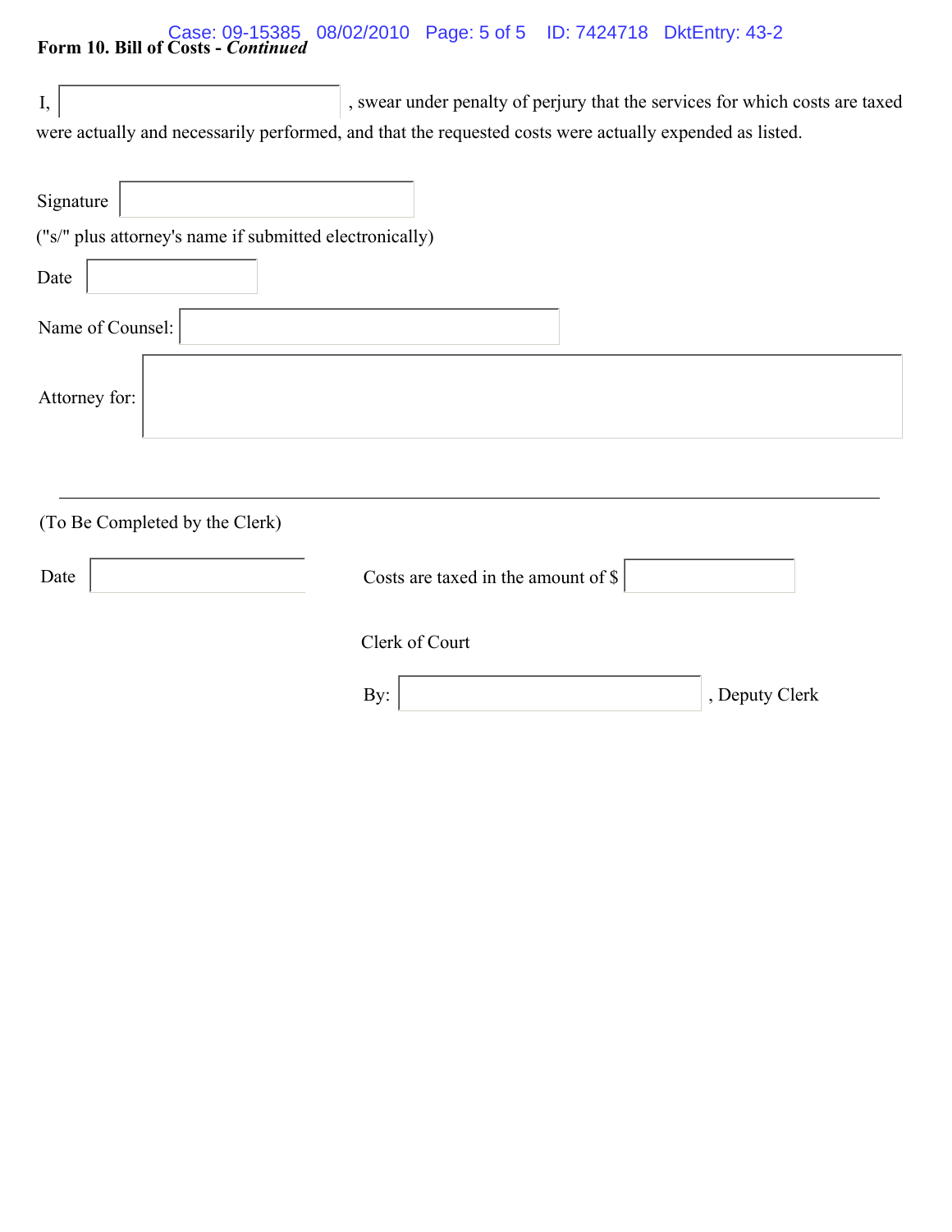**Form 10. Bill of Costs - *Continued***

I, \_\_\_\_\_\_\_\_\_\_\_\_\_\_\_\_\_\_\_\_, swear under penalty of perjury that the services for which costs are taxed were actually and necessarily performed, and that the requested costs were actually expended as listed.

Signature \_\_\_\_\_\_\_\_\_\_\_\_\_\_\_\_\_\_\_\_

("s/" plus attorney's name if submitted electronically)

Date \_\_\_\_\_\_\_\_\_\_\_\_

Name of Counsel: \_\_\_\_\_\_\_\_\_\_\_\_\_\_\_\_\_\_\_\_

Attorney for: \_\_\_\_\_\_\_\_\_\_\_\_\_\_\_\_\_\_\_\_

---

(To Be Completed by the Clerk)

Date \_\_\_\_\_\_\_\_\_\_\_\_ Costs are taxed in the amount of $ \_\_\_\_\_\_\_\_\_\_\_\_

Clerk of Court

By: \_\_\_\_\_\_\_\_\_\_\_\_\_\_\_\_\_\_\_\_, Deputy Clerk